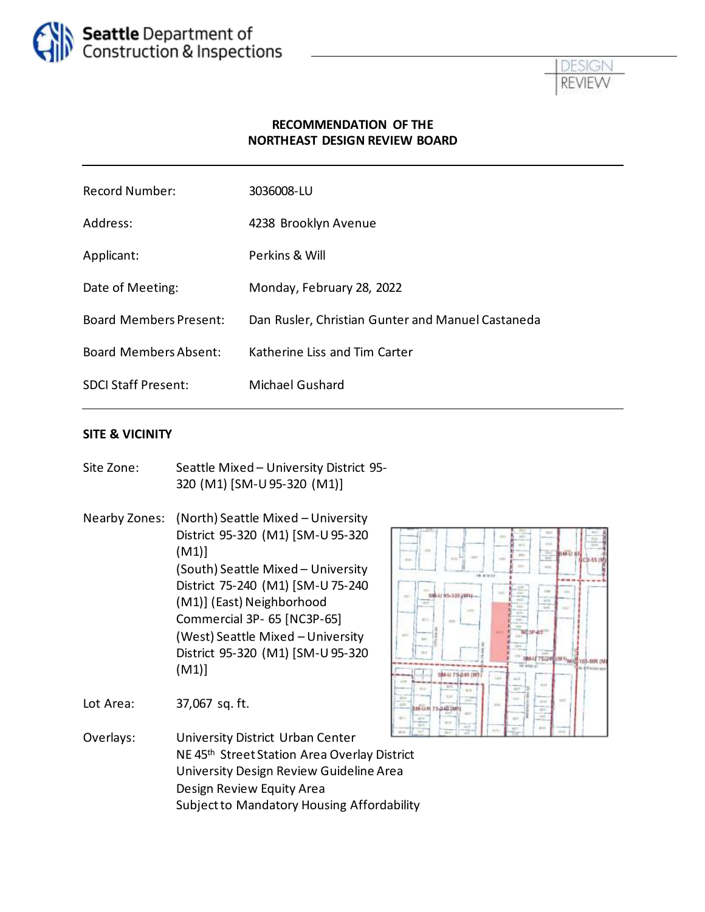Seattle Department of Construction & Inspections

DESIGN REVIEW

## RECOMMENDATION OF THE NORTHEAST DESIGN REVIEW BOARD

| | |
|---|---|
| Record Number: | 3036008-LU |
| Address: | 4238 Brooklyn Avenue |
| Applicant: | Perkins & Will |
| Date of Meeting: | Monday, February 28, 2022 |
| Board Members Present: | Dan Rusler, Christian Gunter and Manuel Castaneda |
| Board Members Absent: | Katherine Liss and Tim Carter |
| SDCI Staff Present: | Michael Gushard |

## SITE & VICINITY

Site Zone: Seattle Mixed – University District 95-320 (M1) [SM-U 95-320 (M1)]

Nearby Zones: (North) Seattle Mixed – University District 95-320 (M1) [SM-U 95-320 (M1)]
(South) Seattle Mixed – University District 75-240 (M1) [SM-U 75-240 (M1)] (East) Neighborhood Commercial 3P- 65 [NC3P-65]
(West) Seattle Mixed – University District 95-320 (M1) [SM-U 95-320 (M1)]

Lot Area: 37,067 sq. ft.

Overlays: University District Urban Center
NE 45th Street Station Area Overlay District
University Design Review Guideline Area
Design Review Equity Area
Subject to Mandatory Housing Affordability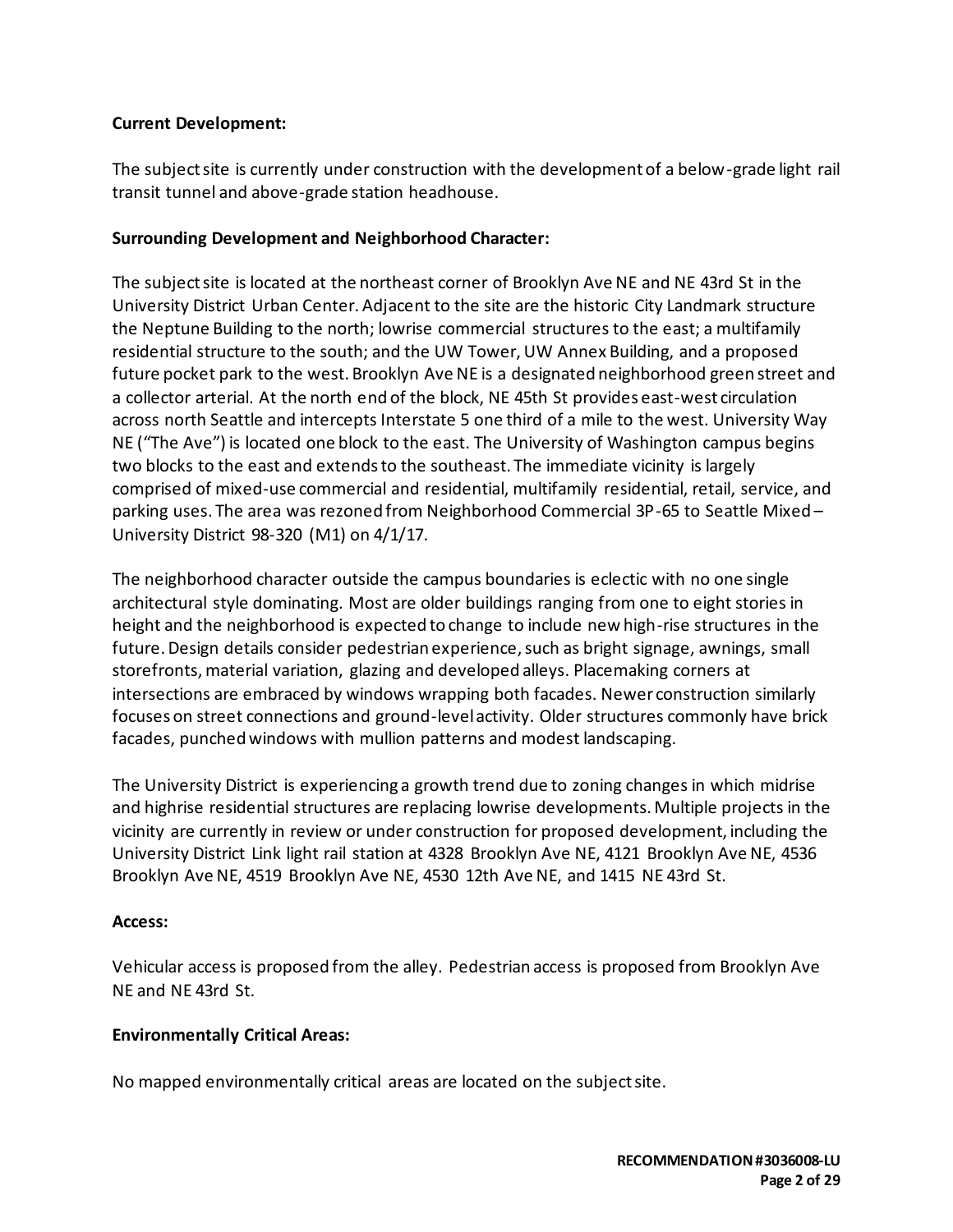**Current Development:**

The subject site is currently under construction with the development of a below-grade light rail transit tunnel and above-grade station headhouse.

**Surrounding Development and Neighborhood Character:**

The subject site is located at the northeast corner of Brooklyn Ave NE and NE 43rd St in the University District Urban Center. Adjacent to the site are the historic City Landmark structure the Neptune Building to the north; lowrise commercial structures to the east; a multifamily residential structure to the south; and the UW Tower, UW Annex Building, and a proposed future pocket park to the west. Brooklyn Ave NE is a designated neighborhood green street and a collector arterial. At the north end of the block, NE 45th St provides east-west circulation across north Seattle and intercepts Interstate 5 one third of a mile to the west. University Way NE ("The Ave") is located one block to the east. The University of Washington campus begins two blocks to the east and extends to the southeast. The immediate vicinity is largely comprised of mixed-use commercial and residential, multifamily residential, retail, service, and parking uses. The area was rezoned from Neighborhood Commercial 3P-65 to Seattle Mixed – University District 98-320 (M1) on 4/1/17.

The neighborhood character outside the campus boundaries is eclectic with no one single architectural style dominating. Most are older buildings ranging from one to eight stories in height and the neighborhood is expected to change to include new high-rise structures in the future. Design details consider pedestrian experience, such as bright signage, awnings, small storefronts, material variation, glazing and developed alleys. Placemaking corners at intersections are embraced by windows wrapping both facades. Newer construction similarly focuses on street connections and ground-level activity. Older structures commonly have brick facades, punched windows with mullion patterns and modest landscaping.

The University District is experiencing a growth trend due to zoning changes in which midrise and highrise residential structures are replacing lowrise developments. Multiple projects in the vicinity are currently in review or under construction for proposed development, including the University District Link light rail station at 4328 Brooklyn Ave NE, 4121 Brooklyn Ave NE, 4536 Brooklyn Ave NE, 4519 Brooklyn Ave NE, 4530 12th Ave NE, and 1415 NE 43rd St.

**Access:**

Vehicular access is proposed from the alley. Pedestrian access is proposed from Brooklyn Ave NE and NE 43rd St.

**Environmentally Critical Areas:**

No mapped environmentally critical areas are located on the subject site.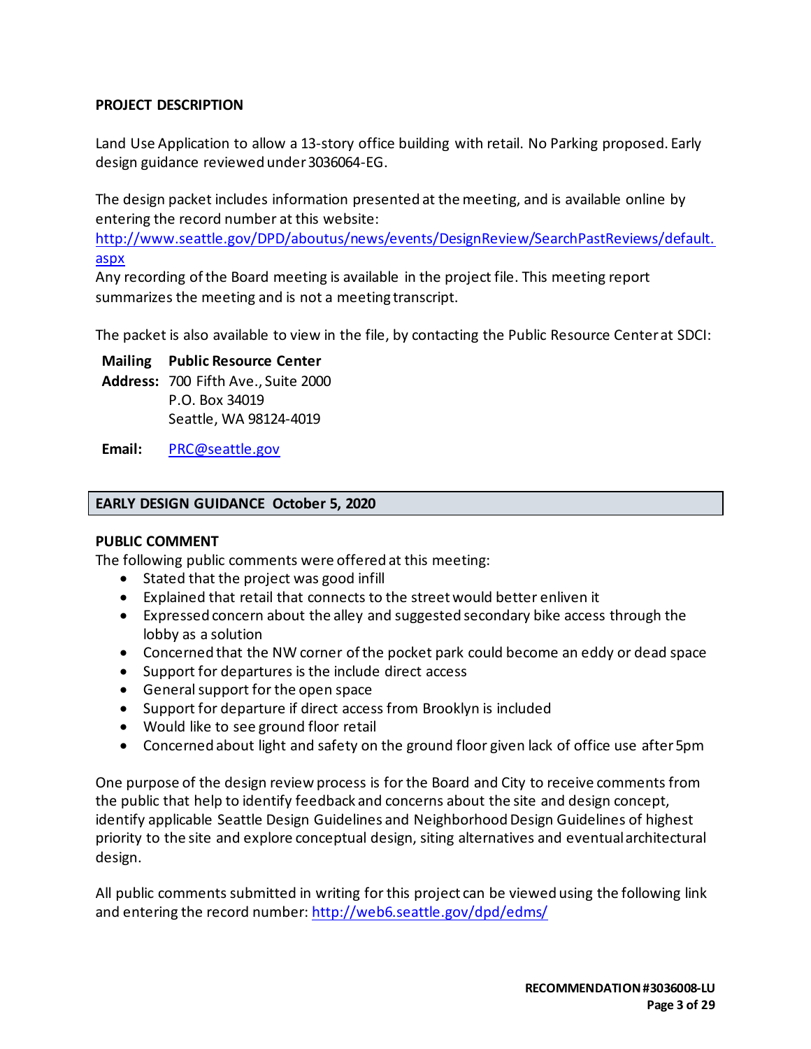**PROJECT DESCRIPTION**

Land Use Application to allow a 13-story office building with retail. No Parking proposed. Early design guidance reviewed under 3036064-EG.

The design packet includes information presented at the meeting, and is available online by entering the record number at this website:
http://www.seattle.gov/DPD/aboutus/news/events/DesignReview/SearchPastReviews/default.aspx
Any recording of the Board meeting is available in the project file. This meeting report summarizes the meeting and is not a meeting transcript.

The packet is also available to view in the file, by contacting the Public Resource Center at SDCI:

**Mailing Address:** **Public Resource Center**
700 Fifth Ave., Suite 2000
P.O. Box 34019
Seattle, WA 98124-4019

**Email:** PRC@seattle.gov

## EARLY DESIGN GUIDANCE October 5, 2020

**PUBLIC COMMENT**

The following public comments were offered at this meeting:

- Stated that the project was good infill
- Explained that retail that connects to the street would better enliven it
- Expressed concern about the alley and suggested secondary bike access through the lobby as a solution
- Concerned that the NW corner of the pocket park could become an eddy or dead space
- Support for departures is the include direct access
- General support for the open space
- Support for departure if direct access from Brooklyn is included
- Would like to see ground floor retail
- Concerned about light and safety on the ground floor given lack of office use after 5pm

One purpose of the design review process is for the Board and City to receive comments from the public that help to identify feedback and concerns about the site and design concept, identify applicable Seattle Design Guidelines and Neighborhood Design Guidelines of highest priority to the site and explore conceptual design, siting alternatives and eventual architectural design.

All public comments submitted in writing for this project can be viewed using the following link and entering the record number: http://web6.seattle.gov/dpd/edms/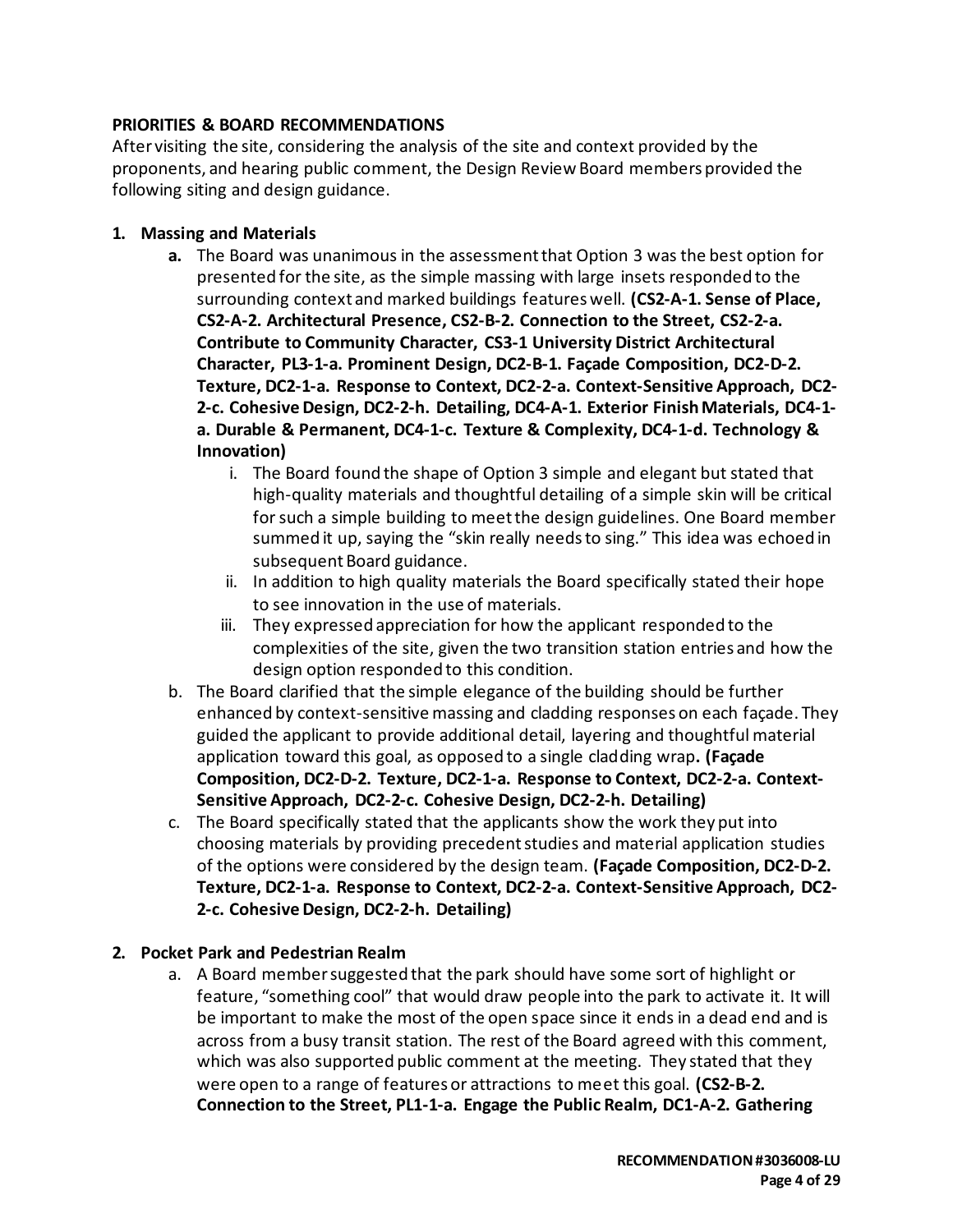**PRIORITIES & BOARD RECOMMENDATIONS**

After visiting the site, considering the analysis of the site and context provided by the proponents, and hearing public comment, the Design Review Board members provided the following siting and design guidance.

1. **Massing and Materials**
   - **a.** The Board was unanimous in the assessment that Option 3 was the best option for presented for the site, as the simple massing with large insets responded to the surrounding context and marked buildings features well. **(CS2-A-1. Sense of Place, CS2-A-2. Architectural Presence, CS2-B-2. Connection to the Street, CS2-2-a. Contribute to Community Character, CS3-1 University District Architectural Character, PL3-1-a. Prominent Design, DC2-B-1. Façade Composition, DC2-D-2. Texture, DC2-1-a. Response to Context, DC2-2-a. Context-Sensitive Approach, DC2-2-c. Cohesive Design, DC2-2-h. Detailing, DC4-A-1. Exterior Finish Materials, DC4-1-a. Durable & Permanent, DC4-1-c. Texture & Complexity, DC4-1-d. Technology & Innovation)**
     - i. The Board found the shape of Option 3 simple and elegant but stated that high-quality materials and thoughtful detailing of a simple skin will be critical for such a simple building to meet the design guidelines. One Board member summed it up, saying the "skin really needs to sing." This idea was echoed in subsequent Board guidance.
     - ii. In addition to high quality materials the Board specifically stated their hope to see innovation in the use of materials.
     - iii. They expressed appreciation for how the applicant responded to the complexities of the site, given the two transition station entries and how the design option responded to this condition.
   - b. The Board clarified that the simple elegance of the building should be further enhanced by context-sensitive massing and cladding responses on each façade. They guided the applicant to provide additional detail, layering and thoughtful material application toward this goal, as opposed to a single cladding wrap**. (Façade Composition, DC2-D-2. Texture, DC2-1-a. Response to Context, DC2-2-a. Context-Sensitive Approach, DC2-2-c. Cohesive Design, DC2-2-h. Detailing)**
   - c. The Board specifically stated that the applicants show the work they put into choosing materials by providing precedent studies and material application studies of the options were considered by the design team. **(Façade Composition, DC2-D-2. Texture, DC2-1-a. Response to Context, DC2-2-a. Context-Sensitive Approach, DC2-2-c. Cohesive Design, DC2-2-h. Detailing)**

2. **Pocket Park and Pedestrian Realm**
   - a. A Board member suggested that the park should have some sort of highlight or feature, "something cool" that would draw people into the park to activate it. It will be important to make the most of the open space since it ends in a dead end and is across from a busy transit station. The rest of the Board agreed with this comment, which was also supported public comment at the meeting. They stated that they were open to a range of features or attractions to meet this goal. **(CS2-B-2. Connection to the Street, PL1-1-a. Engage the Public Realm, DC1-A-2. Gathering**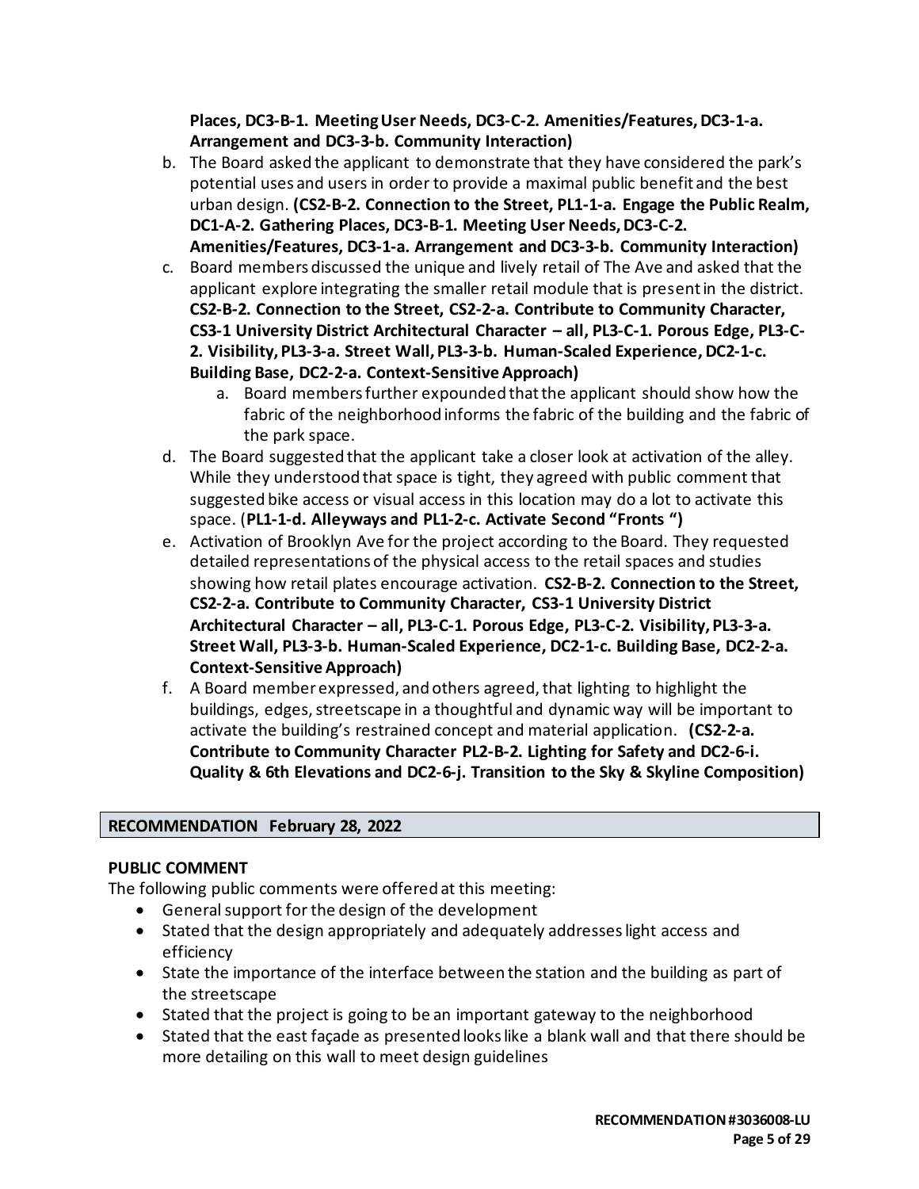**Places, DC3-B-1. Meeting User Needs, DC3-C-2. Amenities/Features, DC3-1-a. Arrangement and DC3-3-b. Community Interaction)**

b. The Board asked the applicant to demonstrate that they have considered the park's potential uses and users in order to provide a maximal public benefit and the best urban design. **(CS2-B-2. Connection to the Street, PL1-1-a. Engage the Public Realm, DC1-A-2. Gathering Places, DC3-B-1. Meeting User Needs, DC3-C-2. Amenities/Features, DC3-1-a. Arrangement and DC3-3-b. Community Interaction)**

c. Board members discussed the unique and lively retail of The Ave and asked that the applicant explore integrating the smaller retail module that is present in the district. **CS2-B-2. Connection to the Street, CS2-2-a. Contribute to Community Character, CS3-1 University District Architectural Character – all, PL3-C-1. Porous Edge, PL3-C-2. Visibility, PL3-3-a. Street Wall, PL3-3-b. Human-Scaled Experience, DC2-1-c. Building Base, DC2-2-a. Context-Sensitive Approach)**

    a. Board members further expounded that the applicant should show how the fabric of the neighborhood informs the fabric of the building and the fabric of the park space.

d. The Board suggested that the applicant take a closer look at activation of the alley. While they understood that space is tight, they agreed with public comment that suggested bike access or visual access in this location may do a lot to activate this space. (**PL1-1-d. Alleyways and PL1-2-c. Activate Second "Fronts ")**

e. Activation of Brooklyn Ave for the project according to the Board. They requested detailed representations of the physical access to the retail spaces and studies showing how retail plates encourage activation. **CS2-B-2. Connection to the Street, CS2-2-a. Contribute to Community Character, CS3-1 University District Architectural Character – all, PL3-C-1. Porous Edge, PL3-C-2. Visibility, PL3-3-a. Street Wall, PL3-3-b. Human-Scaled Experience, DC2-1-c. Building Base, DC2-2-a. Context-Sensitive Approach)**

f. A Board member expressed, and others agreed, that lighting to highlight the buildings, edges, streetscape in a thoughtful and dynamic way will be important to activate the building's restrained concept and material application. **(CS2-2-a. Contribute to Community Character PL2-B-2. Lighting for Safety and DC2-6-i. Quality & 6th Elevations and DC2-6-j. Transition to the Sky & Skyline Composition)**

## RECOMMENDATION February 28, 2022

### PUBLIC COMMENT

The following public comments were offered at this meeting:

- General support for the design of the development
- Stated that the design appropriately and adequately addresses light access and efficiency
- State the importance of the interface between the station and the building as part of the streetscape
- Stated that the project is going to be an important gateway to the neighborhood
- Stated that the east façade as presented looks like a blank wall and that there should be more detailing on this wall to meet design guidelines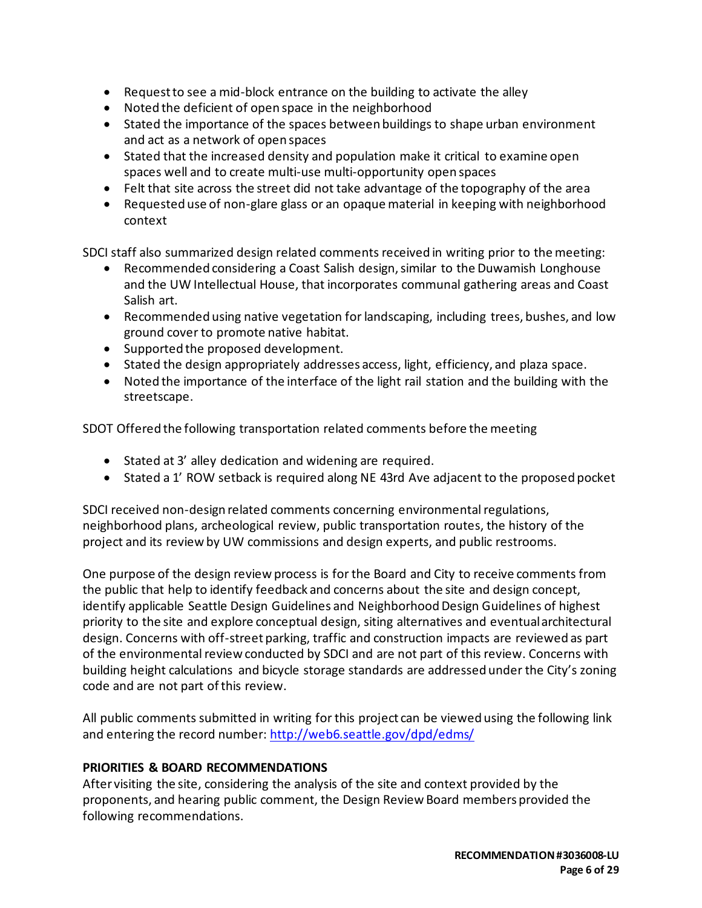- Request to see a mid-block entrance on the building to activate the alley
- Noted the deficient of open space in the neighborhood
- Stated the importance of the spaces between buildings to shape urban environment and act as a network of open spaces
- Stated that the increased density and population make it critical to examine open spaces well and to create multi-use multi-opportunity open spaces
- Felt that site across the street did not take advantage of the topography of the area
- Requested use of non-glare glass or an opaque material in keeping with neighborhood context

SDCI staff also summarized design related comments received in writing prior to the meeting:

- Recommended considering a Coast Salish design, similar to the Duwamish Longhouse and the UW Intellectual House, that incorporates communal gathering areas and Coast Salish art.
- Recommended using native vegetation for landscaping, including trees, bushes, and low ground cover to promote native habitat.
- Supported the proposed development.
- Stated the design appropriately addresses access, light, efficiency, and plaza space.
- Noted the importance of the interface of the light rail station and the building with the streetscape.

SDOT Offered the following transportation related comments before the meeting

- Stated at 3' alley dedication and widening are required.
- Stated a 1' ROW setback is required along NE 43rd Ave adjacent to the proposed pocket

SDCI received non-design related comments concerning environmental regulations, neighborhood plans, archeological review, public transportation routes, the history of the project and its review by UW commissions and design experts, and public restrooms.

One purpose of the design review process is for the Board and City to receive comments from the public that help to identify feedback and concerns about the site and design concept, identify applicable Seattle Design Guidelines and Neighborhood Design Guidelines of highest priority to the site and explore conceptual design, siting alternatives and eventual architectural design. Concerns with off-street parking, traffic and construction impacts are reviewed as part of the environmental review conducted by SDCI and are not part of this review. Concerns with building height calculations and bicycle storage standards are addressed under the City's zoning code and are not part of this review.

All public comments submitted in writing for this project can be viewed using the following link and entering the record number: http://web6.seattle.gov/dpd/edms/

**PRIORITIES & BOARD RECOMMENDATIONS**

After visiting the site, considering the analysis of the site and context provided by the proponents, and hearing public comment, the Design Review Board members provided the following recommendations.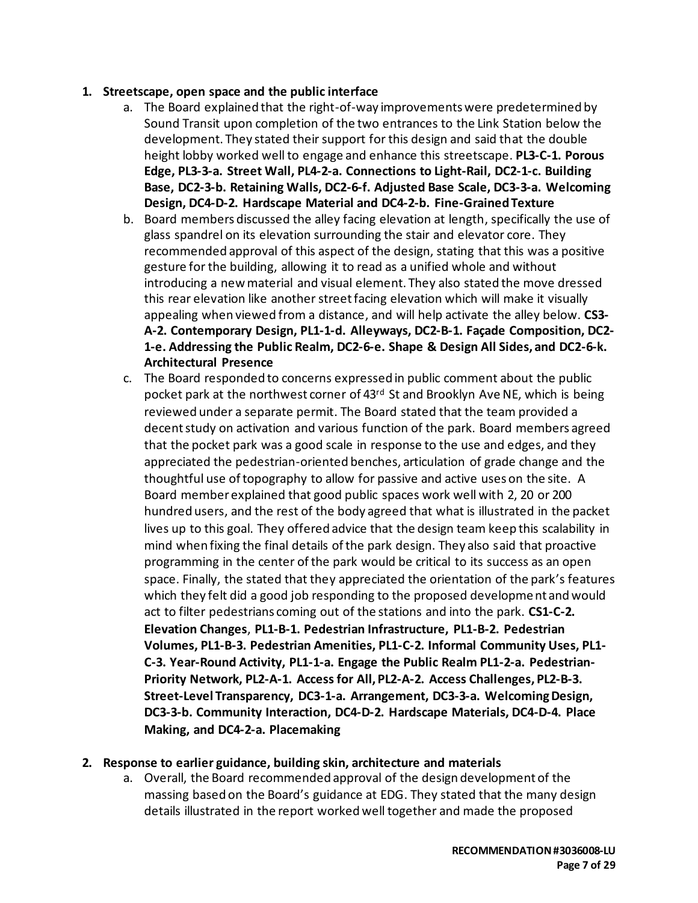1. **Streetscape, open space and the public interface**
    a. The Board explained that the right-of-way improvements were predetermined by Sound Transit upon completion of the two entrances to the Link Station below the development. They stated their support for this design and said that the double height lobby worked well to engage and enhance this streetscape. **PL3-C-1. Porous Edge, PL3-3-a. Street Wall, PL4-2-a. Connections to Light-Rail, DC2-1-c. Building Base, DC2-3-b. Retaining Walls, DC2-6-f. Adjusted Base Scale, DC3-3-a. Welcoming Design, DC4-D-2. Hardscape Material and DC4-2-b. Fine-Grained Texture**

    b. Board members discussed the alley facing elevation at length, specifically the use of glass spandrel on its elevation surrounding the stair and elevator core. They recommended approval of this aspect of the design, stating that this was a positive gesture for the building, allowing it to read as a unified whole and without introducing a new material and visual element. They also stated the move dressed this rear elevation like another street facing elevation which will make it visually appealing when viewed from a distance, and will help activate the alley below. **CS3-A-2. Contemporary Design, PL1-1-d. Alleyways, DC2-B-1. Façade Composition, DC2-1-e. Addressing the Public Realm, DC2-6-e. Shape & Design All Sides, and DC2-6-k. Architectural Presence**

    c. The Board responded to concerns expressed in public comment about the public pocket park at the northwest corner of 43rd St and Brooklyn Ave NE, which is being reviewed under a separate permit. The Board stated that the team provided a decent study on activation and various function of the park. Board members agreed that the pocket park was a good scale in response to the use and edges, and they appreciated the pedestrian-oriented benches, articulation of grade change and the thoughtful use of topography to allow for passive and active uses on the site. A Board member explained that good public spaces work well with 2, 20 or 200 hundred users, and the rest of the body agreed that what is illustrated in the packet lives up to this goal. They offered advice that the design team keep this scalability in mind when fixing the final details of the park design. They also said that proactive programming in the center of the park would be critical to its success as an open space. Finally, the stated that they appreciated the orientation of the park's features which they felt did a good job responding to the proposed development and would act to filter pedestrians coming out of the stations and into the park. **CS1-C-2. Elevation Changes**, **PL1-B-1. Pedestrian Infrastructure, PL1-B-2. Pedestrian Volumes, PL1-B-3. Pedestrian Amenities, PL1-C-2. Informal Community Uses, PL1-C-3. Year-Round Activity, PL1-1-a. Engage the Public Realm PL1-2-a. Pedestrian-Priority Network, PL2-A-1. Access for All, PL2-A-2. Access Challenges, PL2-B-3. Street-Level Transparency, DC3-1-a. Arrangement, DC3-3-a. Welcoming Design, DC3-3-b. Community Interaction, DC4-D-2. Hardscape Materials, DC4-D-4. Place Making, and DC4-2-a. Placemaking**

2. **Response to earlier guidance, building skin, architecture and materials**
    a. Overall, the Board recommended approval of the design development of the massing based on the Board's guidance at EDG. They stated that the many design details illustrated in the report worked well together and made the proposed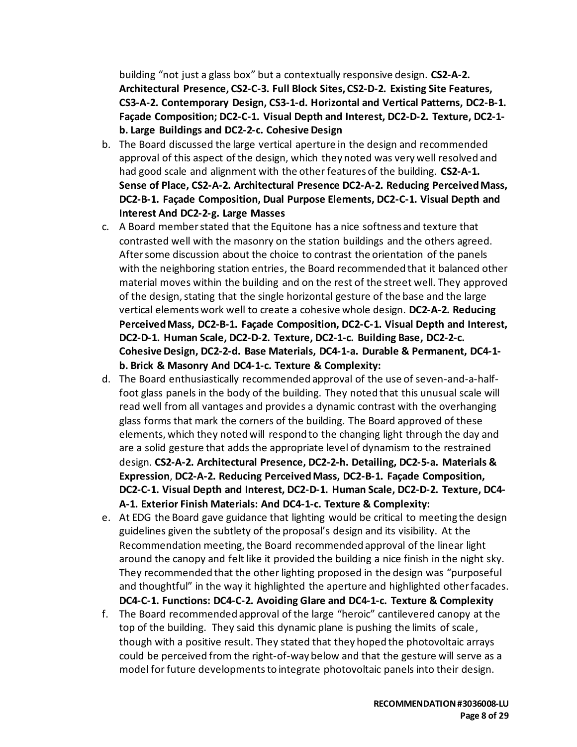building "not just a glass box" but a contextually responsive design. **CS2-A-2. Architectural Presence, CS2-C-3. Full Block Sites, CS2-D-2. Existing Site Features, CS3-A-2. Contemporary Design, CS3-1-d. Horizontal and Vertical Patterns, DC2-B-1. Façade Composition; DC2-C-1. Visual Depth and Interest, DC2-D-2. Texture, DC2-1-b. Large Buildings and DC2-2-c. Cohesive Design**

b. The Board discussed the large vertical aperture in the design and recommended approval of this aspect of the design, which they noted was very well resolved and had good scale and alignment with the other features of the building. **CS2-A-1. Sense of Place, CS2-A-2. Architectural Presence DC2-A-2. Reducing Perceived Mass, DC2-B-1. Façade Composition, Dual Purpose Elements, DC2-C-1. Visual Depth and Interest And DC2-2-g. Large Masses**

c. A Board member stated that the Equitone has a nice softness and texture that contrasted well with the masonry on the station buildings and the others agreed. After some discussion about the choice to contrast the orientation of the panels with the neighboring station entries, the Board recommended that it balanced other material moves within the building and on the rest of the street well. They approved of the design, stating that the single horizontal gesture of the base and the large vertical elements work well to create a cohesive whole design. **DC2-A-2. Reducing Perceived Mass, DC2-B-1. Façade Composition, DC2-C-1. Visual Depth and Interest, DC2-D-1. Human Scale, DC2-D-2. Texture, DC2-1-c. Building Base, DC2-2-c. Cohesive Design, DC2-2-d. Base Materials, DC4-1-a. Durable & Permanent, DC4-1-b. Brick & Masonry And DC4-1-c. Texture & Complexity:**

d. The Board enthusiastically recommended approval of the use of seven-and-a-half-foot glass panels in the body of the building. They noted that this unusual scale will read well from all vantages and provides a dynamic contrast with the overhanging glass forms that mark the corners of the building. The Board approved of these elements, which they noted will respond to the changing light through the day and are a solid gesture that adds the appropriate level of dynamism to the restrained design. **CS2-A-2. Architectural Presence, DC2-2-h. Detailing, DC2-5-a. Materials & Expression**, **DC2-A-2. Reducing Perceived Mass, DC2-B-1. Façade Composition, DC2-C-1. Visual Depth and Interest, DC2-D-1. Human Scale, DC2-D-2. Texture, DC4-A-1. Exterior Finish Materials: And DC4-1-c. Texture & Complexity:**

e. At EDG the Board gave guidance that lighting would be critical to meeting the design guidelines given the subtlety of the proposal's design and its visibility. At the Recommendation meeting, the Board recommended approval of the linear light around the canopy and felt like it provided the building a nice finish in the night sky. They recommended that the other lighting proposed in the design was "purposeful and thoughtful" in the way it highlighted the aperture and highlighted other facades. **DC4-C-1. Functions: DC4-C-2. Avoiding Glare and DC4-1-c. Texture & Complexity**

f. The Board recommended approval of the large "heroic" cantilevered canopy at the top of the building. They said this dynamic plane is pushing the limits of scale, though with a positive result. They stated that they hoped the photovoltaic arrays could be perceived from the right-of-way below and that the gesture will serve as a model for future developments to integrate photovoltaic panels into their design.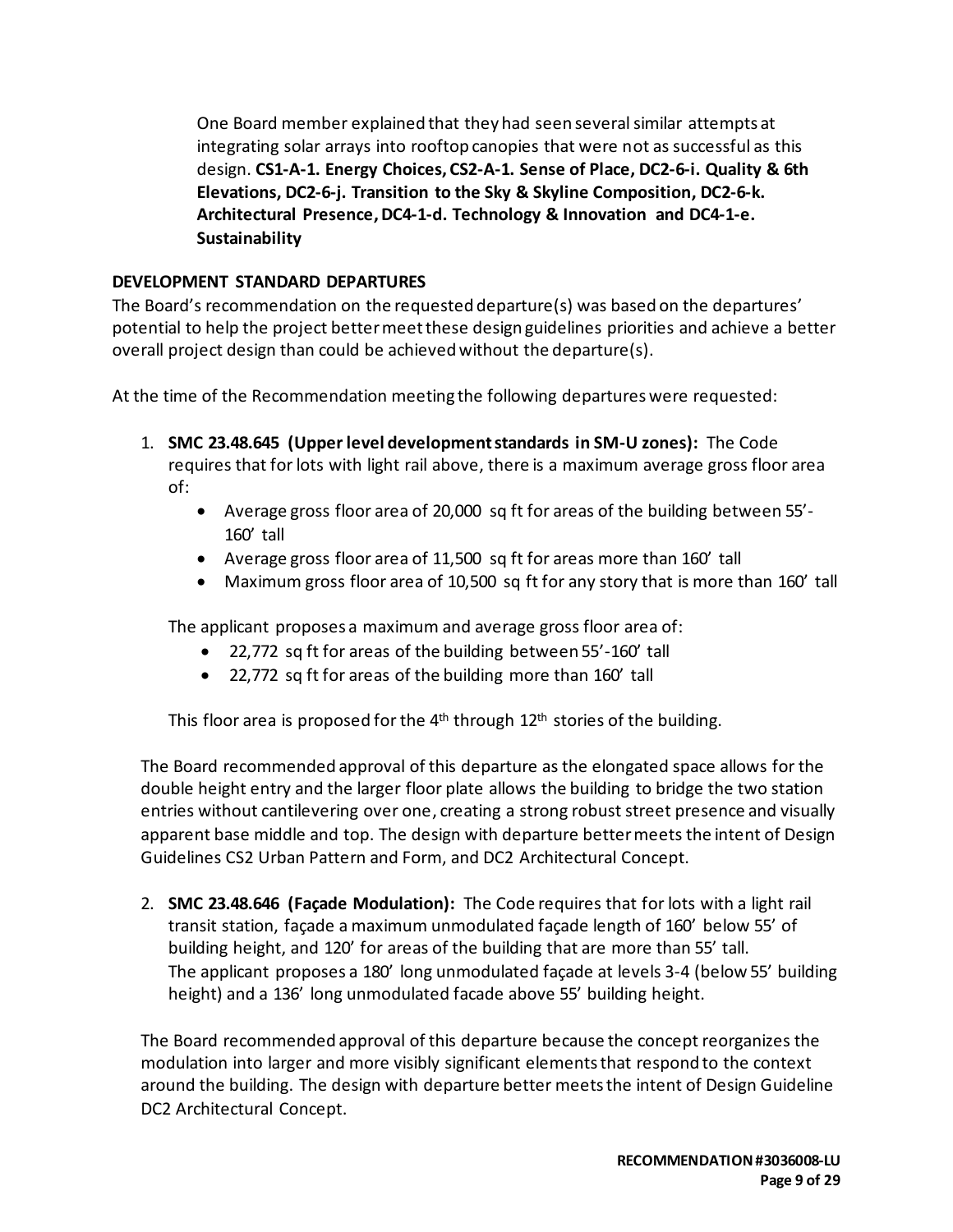One Board member explained that they had seen several similar attempts at integrating solar arrays into rooftop canopies that were not as successful as this design. **CS1-A-1. Energy Choices, CS2-A-1. Sense of Place, DC2-6-i. Quality & 6th Elevations, DC2-6-j. Transition to the Sky & Skyline Composition, DC2-6-k. Architectural Presence, DC4-1-d. Technology & Innovation and DC4-1-e. Sustainability**

**DEVELOPMENT STANDARD DEPARTURES**

The Board's recommendation on the requested departure(s) was based on the departures' potential to help the project better meet these design guidelines priorities and achieve a better overall project design than could be achieved without the departure(s).

At the time of the Recommendation meeting the following departures were requested:

1. **SMC 23.48.645 (Upper level development standards in SM-U zones):** The Code requires that for lots with light rail above, there is a maximum average gross floor area of:
   - Average gross floor area of 20,000 sq ft for areas of the building between 55'-160' tall
   - Average gross floor area of 11,500 sq ft for areas more than 160' tall
   - Maximum gross floor area of 10,500 sq ft for any story that is more than 160' tall

   The applicant proposes a maximum and average gross floor area of:
   - 22,772 sq ft for areas of the building between 55'-160' tall
   - 22,772 sq ft for areas of the building more than 160' tall

   This floor area is proposed for the 4th through 12th stories of the building.

   The Board recommended approval of this departure as the elongated space allows for the double height entry and the larger floor plate allows the building to bridge the two station entries without cantilevering over one, creating a strong robust street presence and visually apparent base middle and top. The design with departure better meets the intent of Design Guidelines CS2 Urban Pattern and Form, and DC2 Architectural Concept.

2. **SMC 23.48.646 (Façade Modulation):** The Code requires that for lots with a light rail transit station, façade a maximum unmodulated façade length of 160' below 55' of building height, and 120' for areas of the building that are more than 55' tall.
   The applicant proposes a 180' long unmodulated façade at levels 3-4 (below 55' building height) and a 136' long unmodulated facade above 55' building height.

   The Board recommended approval of this departure because the concept reorganizes the modulation into larger and more visibly significant elements that respond to the context around the building. The design with departure better meets the intent of Design Guideline DC2 Architectural Concept.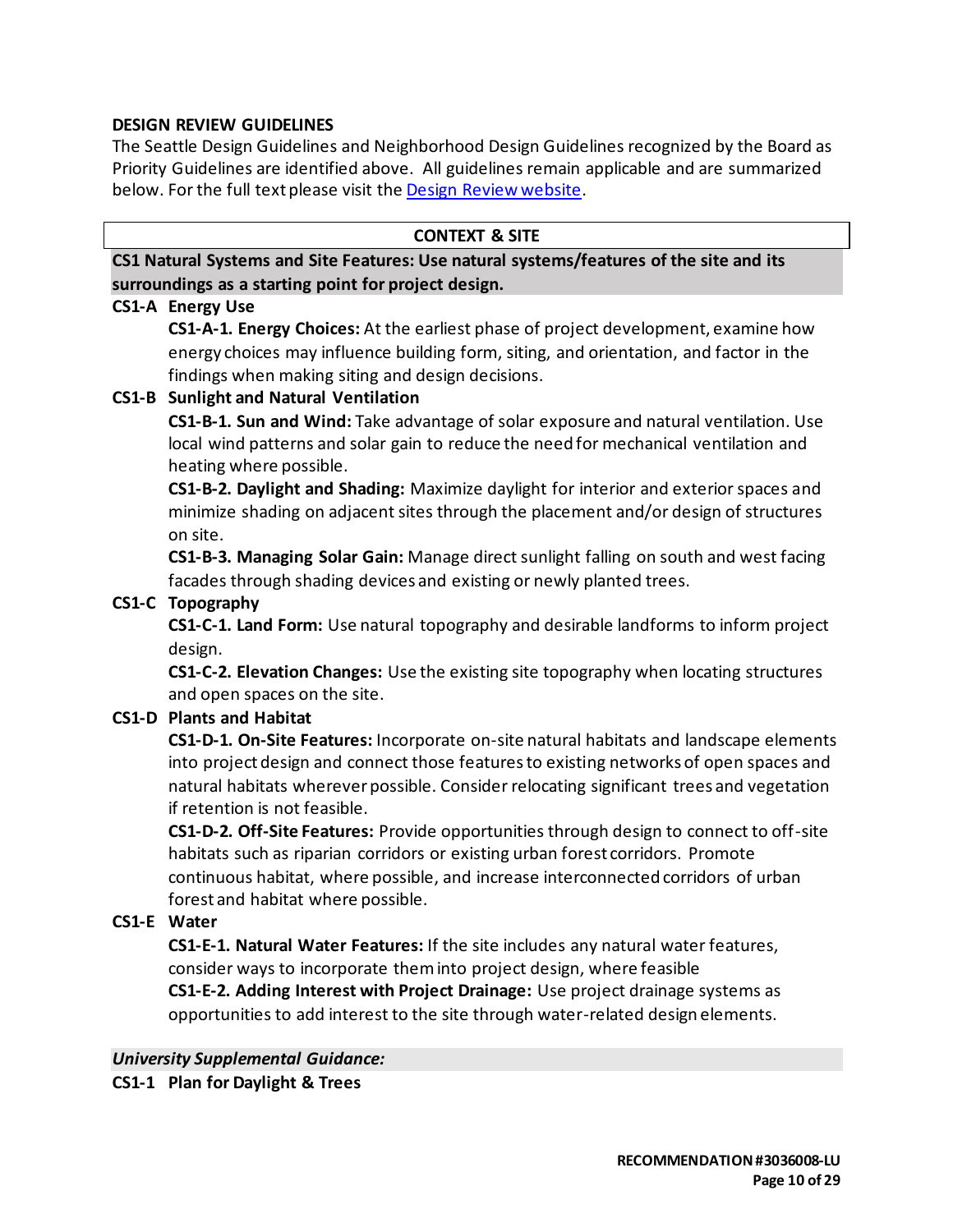**DESIGN REVIEW GUIDELINES**

The Seattle Design Guidelines and Neighborhood Design Guidelines recognized by the Board as Priority Guidelines are identified above. All guidelines remain applicable and are summarized below. For the full text please visit the [Design Review website](Design Review website).

## CONTEXT & SITE

### CS1 Natural Systems and Site Features: Use natural systems/features of the site and its surroundings as a starting point for project design.

**CS1-A Energy Use**

**CS1-A-1. Energy Choices:** At the earliest phase of project development, examine how energy choices may influence building form, siting, and orientation, and factor in the findings when making siting and design decisions.

**CS1-B Sunlight and Natural Ventilation**

**CS1-B-1. Sun and Wind:** Take advantage of solar exposure and natural ventilation. Use local wind patterns and solar gain to reduce the need for mechanical ventilation and heating where possible.

**CS1-B-2. Daylight and Shading:** Maximize daylight for interior and exterior spaces and minimize shading on adjacent sites through the placement and/or design of structures on site.

**CS1-B-3. Managing Solar Gain:** Manage direct sunlight falling on south and west facing facades through shading devices and existing or newly planted trees.

**CS1-C Topography**

**CS1-C-1. Land Form:** Use natural topography and desirable landforms to inform project design.

**CS1-C-2. Elevation Changes:** Use the existing site topography when locating structures and open spaces on the site.

**CS1-D Plants and Habitat**

**CS1-D-1. On-Site Features:** Incorporate on-site natural habitats and landscape elements into project design and connect those features to existing networks of open spaces and natural habitats wherever possible. Consider relocating significant trees and vegetation if retention is not feasible.

**CS1-D-2. Off-Site Features:** Provide opportunities through design to connect to off-site habitats such as riparian corridors or existing urban forest corridors. Promote continuous habitat, where possible, and increase interconnected corridors of urban forest and habitat where possible.

**CS1-E Water**

**CS1-E-1. Natural Water Features:** If the site includes any natural water features, consider ways to incorporate them into project design, where feasible

**CS1-E-2. Adding Interest with Project Drainage:** Use project drainage systems as opportunities to add interest to the site through water-related design elements.

***University Supplemental Guidance:***

**CS1-1 Plan for Daylight & Trees**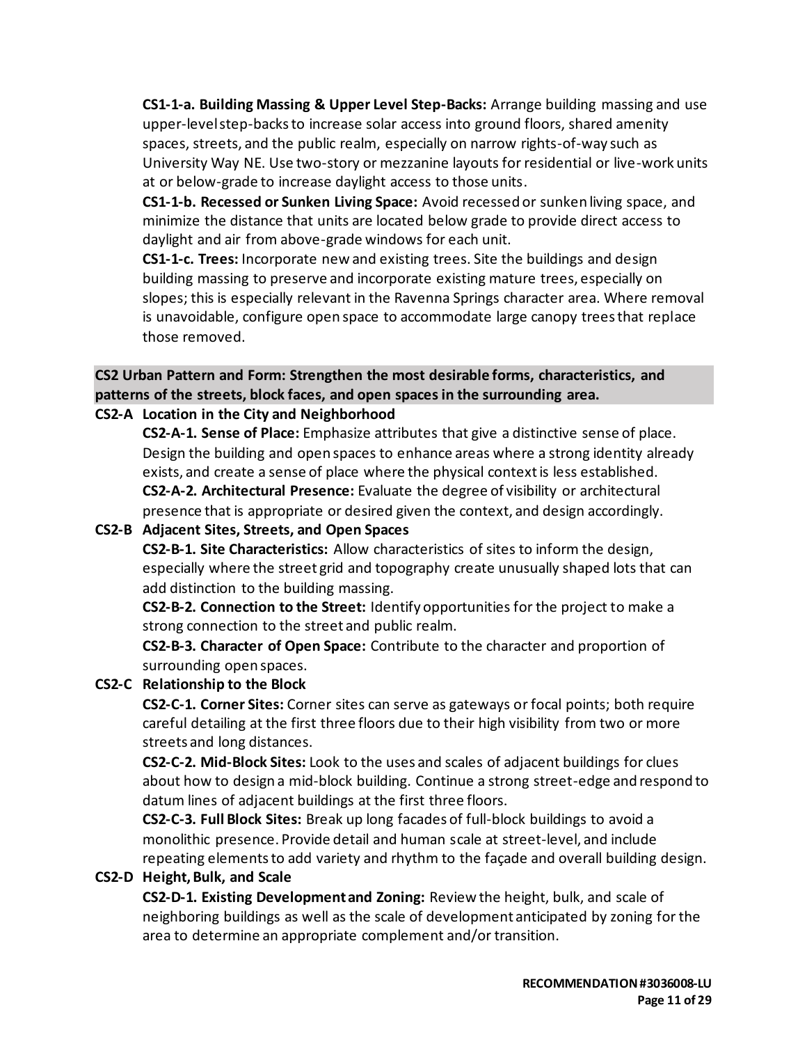**CS1-1-a. Building Massing & Upper Level Step-Backs:** Arrange building massing and use upper-level step-backs to increase solar access into ground floors, shared amenity spaces, streets, and the public realm, especially on narrow rights-of-way such as University Way NE. Use two-story or mezzanine layouts for residential or live-work units at or below-grade to increase daylight access to those units.

**CS1-1-b. Recessed or Sunken Living Space:** Avoid recessed or sunken living space, and minimize the distance that units are located below grade to provide direct access to daylight and air from above-grade windows for each unit.

**CS1-1-c. Trees:** Incorporate new and existing trees. Site the buildings and design building massing to preserve and incorporate existing mature trees, especially on slopes; this is especially relevant in the Ravenna Springs character area. Where removal is unavoidable, configure open space to accommodate large canopy trees that replace those removed.

## CS2 Urban Pattern and Form: Strengthen the most desirable forms, characteristics, and patterns of the streets, block faces, and open spaces in the surrounding area.

### CS2-A Location in the City and Neighborhood

**CS2-A-1. Sense of Place:** Emphasize attributes that give a distinctive sense of place. Design the building and open spaces to enhance areas where a strong identity already exists, and create a sense of place where the physical context is less established.

**CS2-A-2. Architectural Presence:** Evaluate the degree of visibility or architectural presence that is appropriate or desired given the context, and design accordingly.

### CS2-B Adjacent Sites, Streets, and Open Spaces

**CS2-B-1. Site Characteristics:** Allow characteristics of sites to inform the design, especially where the street grid and topography create unusually shaped lots that can add distinction to the building massing.

**CS2-B-2. Connection to the Street:** Identify opportunities for the project to make a strong connection to the street and public realm.

**CS2-B-3. Character of Open Space:** Contribute to the character and proportion of surrounding open spaces.

### CS2-C Relationship to the Block

**CS2-C-1. Corner Sites:** Corner sites can serve as gateways or focal points; both require careful detailing at the first three floors due to their high visibility from two or more streets and long distances.

**CS2-C-2. Mid-Block Sites:** Look to the uses and scales of adjacent buildings for clues about how to design a mid-block building. Continue a strong street-edge and respond to datum lines of adjacent buildings at the first three floors.

**CS2-C-3. Full Block Sites:** Break up long facades of full-block buildings to avoid a monolithic presence. Provide detail and human scale at street-level, and include repeating elements to add variety and rhythm to the façade and overall building design.

### CS2-D Height, Bulk, and Scale

**CS2-D-1. Existing Development and Zoning:** Review the height, bulk, and scale of neighboring buildings as well as the scale of development anticipated by zoning for the area to determine an appropriate complement and/or transition.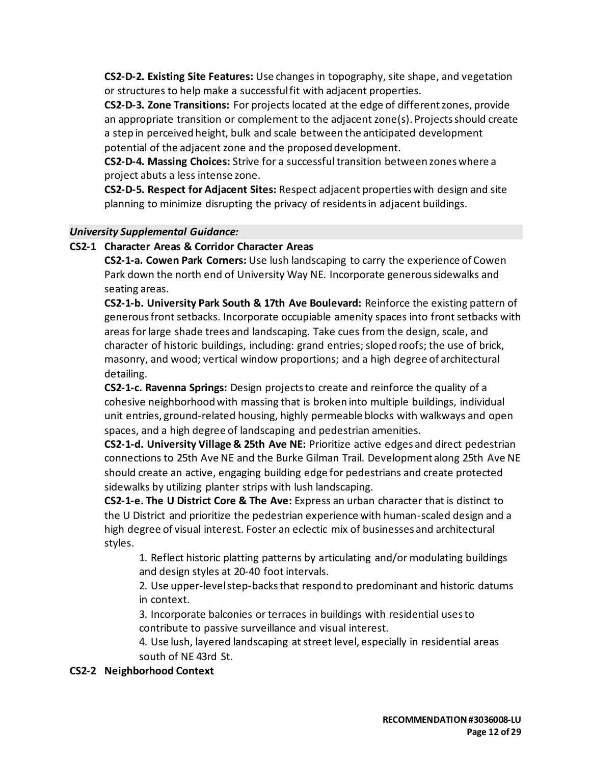**CS2-D-2. Existing Site Features:** Use changes in topography, site shape, and vegetation or structures to help make a successful fit with adjacent properties.

**CS2-D-3. Zone Transitions:** For projects located at the edge of different zones, provide an appropriate transition or complement to the adjacent zone(s). Projects should create a step in perceived height, bulk and scale between the anticipated development potential of the adjacent zone and the proposed development.

**CS2-D-4. Massing Choices:** Strive for a successful transition between zones where a project abuts a less intense zone.

**CS2-D-5. Respect for Adjacent Sites:** Respect adjacent properties with design and site planning to minimize disrupting the privacy of residents in adjacent buildings.

***University Supplemental Guidance:***

**CS2-1 Character Areas & Corridor Character Areas**

**CS2-1-a. Cowen Park Corners:** Use lush landscaping to carry the experience of Cowen Park down the north end of University Way NE. Incorporate generous sidewalks and seating areas.

**CS2-1-b. University Park South & 17th Ave Boulevard:** Reinforce the existing pattern of generous front setbacks. Incorporate occupiable amenity spaces into front setbacks with areas for large shade trees and landscaping. Take cues from the design, scale, and character of historic buildings, including: grand entries; sloped roofs; the use of brick, masonry, and wood; vertical window proportions; and a high degree of architectural detailing.

**CS2-1-c. Ravenna Springs:** Design projects to create and reinforce the quality of a cohesive neighborhood with massing that is broken into multiple buildings, individual unit entries, ground-related housing, highly permeable blocks with walkways and open spaces, and a high degree of landscaping and pedestrian amenities.

**CS2-1-d. University Village & 25th Ave NE:** Prioritize active edges and direct pedestrian connections to 25th Ave NE and the Burke Gilman Trail. Development along 25th Ave NE should create an active, engaging building edge for pedestrians and create protected sidewalks by utilizing planter strips with lush landscaping.

**CS2-1-e. The U District Core & The Ave:** Express an urban character that is distinct to the U District and prioritize the pedestrian experience with human-scaled design and a high degree of visual interest. Foster an eclectic mix of businesses and architectural styles.

1. Reflect historic platting patterns by articulating and/or modulating buildings and design styles at 20-40 foot intervals.
2. Use upper-level step-backs that respond to predominant and historic datums in context.
3. Incorporate balconies or terraces in buildings with residential uses to contribute to passive surveillance and visual interest.
4. Use lush, layered landscaping at street level, especially in residential areas south of NE 43rd St.

**CS2-2 Neighborhood Context**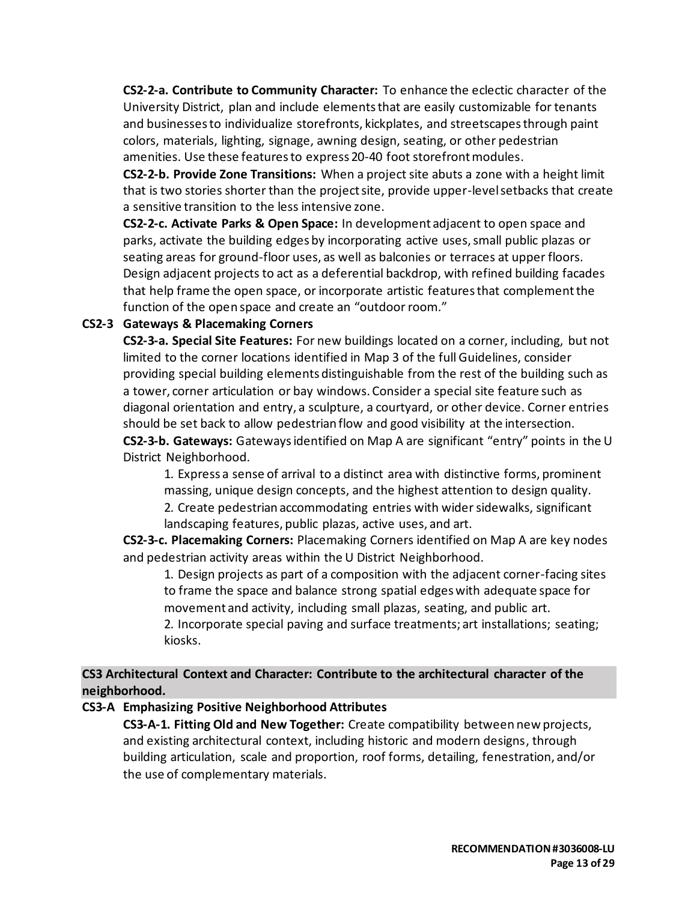**CS2-2-a. Contribute to Community Character:** To enhance the eclectic character of the University District, plan and include elements that are easily customizable for tenants and businesses to individualize storefronts, kickplates, and streetscapes through paint colors, materials, lighting, signage, awning design, seating, or other pedestrian amenities. Use these features to express 20-40 foot storefront modules.

**CS2-2-b. Provide Zone Transitions:** When a project site abuts a zone with a height limit that is two stories shorter than the project site, provide upper-level setbacks that create a sensitive transition to the less intensive zone.

**CS2-2-c. Activate Parks & Open Space:** In development adjacent to open space and parks, activate the building edges by incorporating active uses, small public plazas or seating areas for ground-floor uses, as well as balconies or terraces at upper floors. Design adjacent projects to act as a deferential backdrop, with refined building facades that help frame the open space, or incorporate artistic features that complement the function of the open space and create an "outdoor room."

**CS2-3 Gateways & Placemaking Corners**

**CS2-3-a. Special Site Features:** For new buildings located on a corner, including, but not limited to the corner locations identified in Map 3 of the full Guidelines, consider providing special building elements distinguishable from the rest of the building such as a tower, corner articulation or bay windows. Consider a special site feature such as diagonal orientation and entry, a sculpture, a courtyard, or other device. Corner entries should be set back to allow pedestrian flow and good visibility at the intersection.

**CS2-3-b. Gateways:** Gateways identified on Map A are significant "entry" points in the U District Neighborhood.

1. Express a sense of arrival to a distinct area with distinctive forms, prominent massing, unique design concepts, and the highest attention to design quality.
2. Create pedestrian accommodating entries with wider sidewalks, significant landscaping features, public plazas, active uses, and art.

**CS2-3-c. Placemaking Corners:** Placemaking Corners identified on Map A are key nodes and pedestrian activity areas within the U District Neighborhood.

1. Design projects as part of a composition with the adjacent corner-facing sites to frame the space and balance strong spatial edges with adequate space for movement and activity, including small plazas, seating, and public art.
2. Incorporate special paving and surface treatments; art installations; seating; kiosks.

## CS3 Architectural Context and Character: Contribute to the architectural character of the neighborhood.

**CS3-A Emphasizing Positive Neighborhood Attributes**

**CS3-A-1. Fitting Old and New Together:** Create compatibility between new projects, and existing architectural context, including historic and modern designs, through building articulation, scale and proportion, roof forms, detailing, fenestration, and/or the use of complementary materials.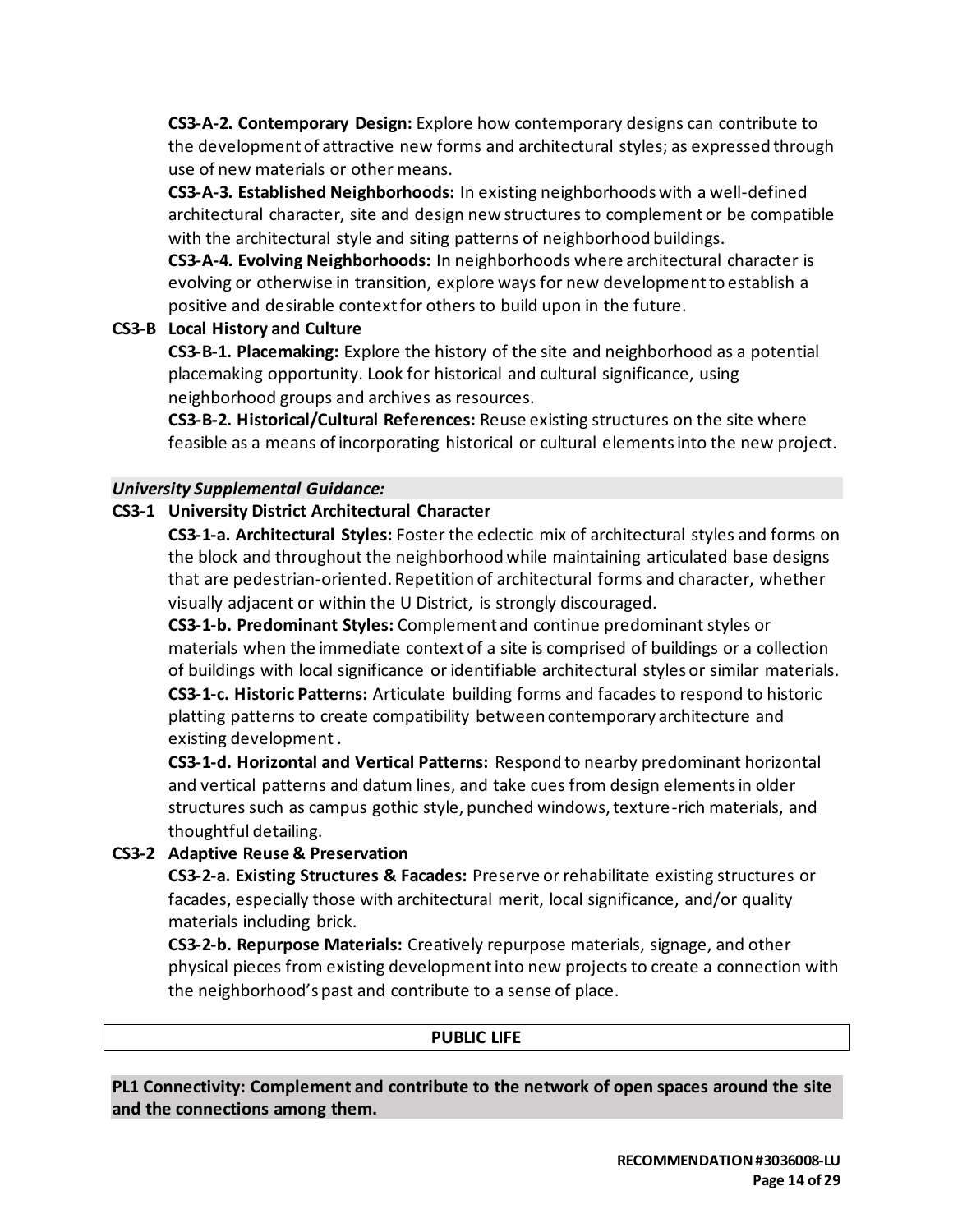**CS3-A-2. Contemporary Design:** Explore how contemporary designs can contribute to the development of attractive new forms and architectural styles; as expressed through use of new materials or other means.

**CS3-A-3. Established Neighborhoods:** In existing neighborhoods with a well-defined architectural character, site and design new structures to complement or be compatible with the architectural style and siting patterns of neighborhood buildings.

**CS3-A-4. Evolving Neighborhoods:** In neighborhoods where architectural character is evolving or otherwise in transition, explore ways for new development to establish a positive and desirable context for others to build upon in the future.

**CS3-B Local History and Culture**

**CS3-B-1. Placemaking:** Explore the history of the site and neighborhood as a potential placemaking opportunity. Look for historical and cultural significance, using neighborhood groups and archives as resources.

**CS3-B-2. Historical/Cultural References:** Reuse existing structures on the site where feasible as a means of incorporating historical or cultural elements into the new project.

***University Supplemental Guidance:***

**CS3-1 University District Architectural Character**

**CS3-1-a. Architectural Styles:** Foster the eclectic mix of architectural styles and forms on the block and throughout the neighborhood while maintaining articulated base designs that are pedestrian-oriented. Repetition of architectural forms and character, whether visually adjacent or within the U District, is strongly discouraged.

**CS3-1-b. Predominant Styles:** Complement and continue predominant styles or materials when the immediate context of a site is comprised of buildings or a collection of buildings with local significance or identifiable architectural styles or similar materials.

**CS3-1-c. Historic Patterns:** Articulate building forms and facades to respond to historic platting patterns to create compatibility between contemporary architecture and existing development**.**

**CS3-1-d. Horizontal and Vertical Patterns:** Respond to nearby predominant horizontal and vertical patterns and datum lines, and take cues from design elements in older structures such as campus gothic style, punched windows, texture-rich materials, and thoughtful detailing.

**CS3-2 Adaptive Reuse & Preservation**

**CS3-2-a. Existing Structures & Facades:** Preserve or rehabilitate existing structures or facades, especially those with architectural merit, local significance, and/or quality materials including brick.

**CS3-2-b. Repurpose Materials:** Creatively repurpose materials, signage, and other physical pieces from existing development into new projects to create a connection with the neighborhood's past and contribute to a sense of place.

## PUBLIC LIFE

**PL1 Connectivity: Complement and contribute to the network of open spaces around the site and the connections among them.**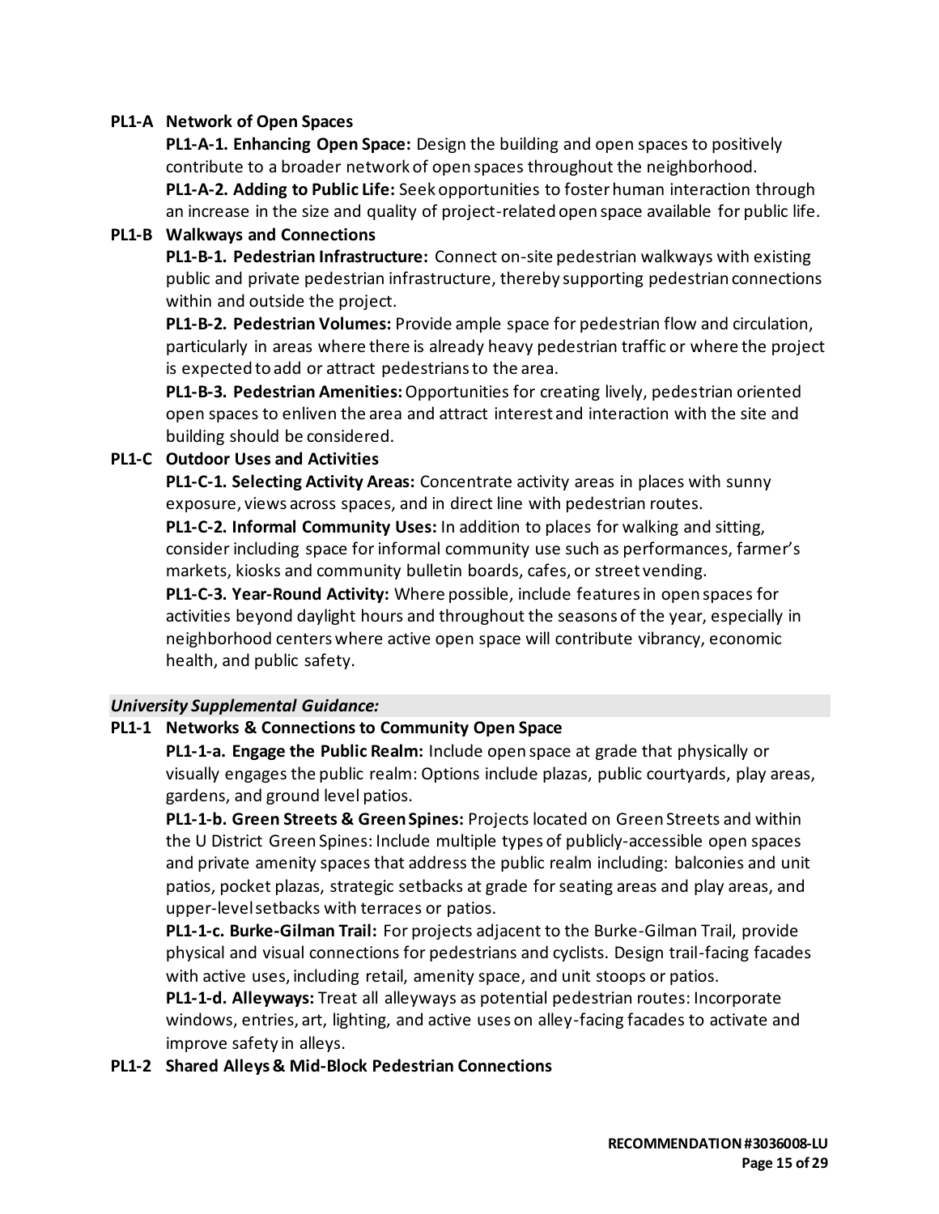**PL1-A Network of Open Spaces**

**PL1-A-1. Enhancing Open Space:** Design the building and open spaces to positively contribute to a broader network of open spaces throughout the neighborhood.

**PL1-A-2. Adding to Public Life:** Seek opportunities to foster human interaction through an increase in the size and quality of project-related open space available for public life.

**PL1-B Walkways and Connections**

**PL1-B-1. Pedestrian Infrastructure:** Connect on-site pedestrian walkways with existing public and private pedestrian infrastructure, thereby supporting pedestrian connections within and outside the project.

**PL1-B-2. Pedestrian Volumes:** Provide ample space for pedestrian flow and circulation, particularly in areas where there is already heavy pedestrian traffic or where the project is expected to add or attract pedestrians to the area.

**PL1-B-3. Pedestrian Amenities:** Opportunities for creating lively, pedestrian oriented open spaces to enliven the area and attract interest and interaction with the site and building should be considered.

**PL1-C Outdoor Uses and Activities**

**PL1-C-1. Selecting Activity Areas:** Concentrate activity areas in places with sunny exposure, views across spaces, and in direct line with pedestrian routes.

**PL1-C-2. Informal Community Uses:** In addition to places for walking and sitting, consider including space for informal community use such as performances, farmer's markets, kiosks and community bulletin boards, cafes, or street vending.

**PL1-C-3. Year-Round Activity:** Where possible, include features in open spaces for activities beyond daylight hours and throughout the seasons of the year, especially in neighborhood centers where active open space will contribute vibrancy, economic health, and public safety.

***University Supplemental Guidance:***

**PL1-1 Networks & Connections to Community Open Space**

**PL1-1-a. Engage the Public Realm:** Include open space at grade that physically or visually engages the public realm: Options include plazas, public courtyards, play areas, gardens, and ground level patios.

**PL1-1-b. Green Streets & Green Spines:** Projects located on Green Streets and within the U District Green Spines: Include multiple types of publicly-accessible open spaces and private amenity spaces that address the public realm including: balconies and unit patios, pocket plazas, strategic setbacks at grade for seating areas and play areas, and upper-level setbacks with terraces or patios.

**PL1-1-c. Burke-Gilman Trail:** For projects adjacent to the Burke-Gilman Trail, provide physical and visual connections for pedestrians and cyclists. Design trail-facing facades with active uses, including retail, amenity space, and unit stoops or patios.

**PL1-1-d. Alleyways:** Treat all alleyways as potential pedestrian routes: Incorporate windows, entries, art, lighting, and active uses on alley-facing facades to activate and improve safety in alleys.

**PL1-2 Shared Alleys & Mid-Block Pedestrian Connections**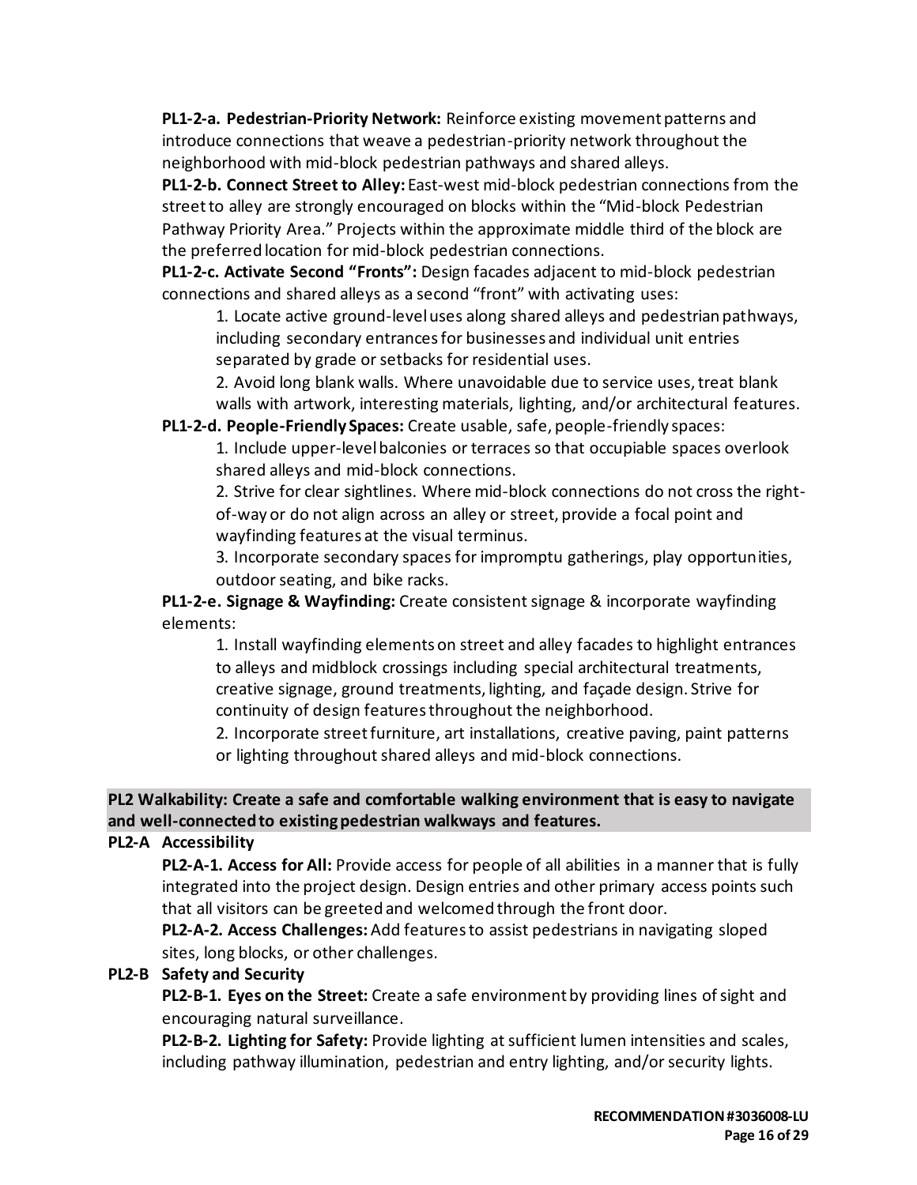**PL1-2-a. Pedestrian-Priority Network:** Reinforce existing movement patterns and introduce connections that weave a pedestrian-priority network throughout the neighborhood with mid-block pedestrian pathways and shared alleys.

**PL1-2-b. Connect Street to Alley:** East-west mid-block pedestrian connections from the street to alley are strongly encouraged on blocks within the "Mid-block Pedestrian Pathway Priority Area." Projects within the approximate middle third of the block are the preferred location for mid-block pedestrian connections.

**PL1-2-c. Activate Second "Fronts":** Design facades adjacent to mid-block pedestrian connections and shared alleys as a second "front" with activating uses:

1. Locate active ground-level uses along shared alleys and pedestrian pathways, including secondary entrances for businesses and individual unit entries separated by grade or setbacks for residential uses.
2. Avoid long blank walls. Where unavoidable due to service uses, treat blank walls with artwork, interesting materials, lighting, and/or architectural features.

**PL1-2-d. People-Friendly Spaces:** Create usable, safe, people-friendly spaces:

1. Include upper-level balconies or terraces so that occupiable spaces overlook shared alleys and mid-block connections.
2. Strive for clear sightlines. Where mid-block connections do not cross the right-of-way or do not align across an alley or street, provide a focal point and wayfinding features at the visual terminus.
3. Incorporate secondary spaces for impromptu gatherings, play opportunities, outdoor seating, and bike racks.

**PL1-2-e. Signage & Wayfinding:** Create consistent signage & incorporate wayfinding elements:

1. Install wayfinding elements on street and alley facades to highlight entrances to alleys and midblock crossings including special architectural treatments, creative signage, ground treatments, lighting, and façade design. Strive for continuity of design features throughout the neighborhood.
2. Incorporate street furniture, art installations, creative paving, paint patterns or lighting throughout shared alleys and mid-block connections.

**PL2 Walkability: Create a safe and comfortable walking environment that is easy to navigate and well-connected to existing pedestrian walkways and features.**

**PL2-A Accessibility**

**PL2-A-1. Access for All:** Provide access for people of all abilities in a manner that is fully integrated into the project design. Design entries and other primary access points such that all visitors can be greeted and welcomed through the front door.

**PL2-A-2. Access Challenges:** Add features to assist pedestrians in navigating sloped sites, long blocks, or other challenges.

**PL2-B Safety and Security**

**PL2-B-1. Eyes on the Street:** Create a safe environment by providing lines of sight and encouraging natural surveillance.

**PL2-B-2. Lighting for Safety:** Provide lighting at sufficient lumen intensities and scales, including pathway illumination, pedestrian and entry lighting, and/or security lights.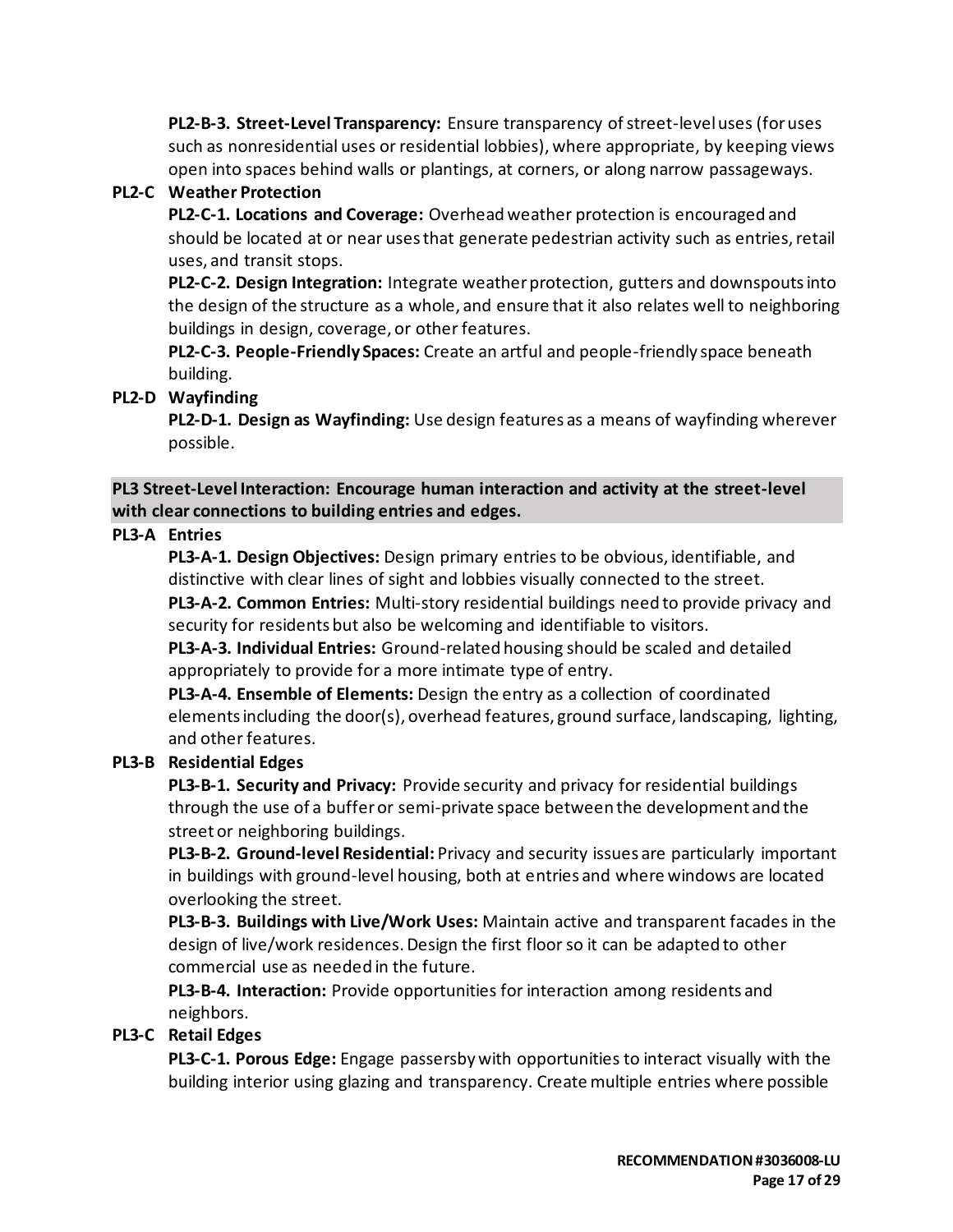**PL2-B-3. Street-Level Transparency:** Ensure transparency of street-level uses (for uses such as nonresidential uses or residential lobbies), where appropriate, by keeping views open into spaces behind walls or plantings, at corners, or along narrow passageways.

**PL2-C Weather Protection**

**PL2-C-1. Locations and Coverage:** Overhead weather protection is encouraged and should be located at or near uses that generate pedestrian activity such as entries, retail uses, and transit stops.

**PL2-C-2. Design Integration:** Integrate weather protection, gutters and downspouts into the design of the structure as a whole, and ensure that it also relates well to neighboring buildings in design, coverage, or other features.

**PL2-C-3. People-Friendly Spaces:** Create an artful and people-friendly space beneath building.

**PL2-D Wayfinding**

**PL2-D-1. Design as Wayfinding:** Use design features as a means of wayfinding wherever possible.

**PL3 Street-Level Interaction: Encourage human interaction and activity at the street-level with clear connections to building entries and edges.**

**PL3-A Entries**

**PL3-A-1. Design Objectives:** Design primary entries to be obvious, identifiable, and distinctive with clear lines of sight and lobbies visually connected to the street.

**PL3-A-2. Common Entries:** Multi-story residential buildings need to provide privacy and security for residents but also be welcoming and identifiable to visitors.

**PL3-A-3. Individual Entries:** Ground-related housing should be scaled and detailed appropriately to provide for a more intimate type of entry.

**PL3-A-4. Ensemble of Elements:** Design the entry as a collection of coordinated elements including the door(s), overhead features, ground surface, landscaping, lighting, and other features.

**PL3-B Residential Edges**

**PL3-B-1. Security and Privacy:** Provide security and privacy for residential buildings through the use of a buffer or semi-private space between the development and the street or neighboring buildings.

**PL3-B-2. Ground-level Residential:** Privacy and security issues are particularly important in buildings with ground-level housing, both at entries and where windows are located overlooking the street.

**PL3-B-3. Buildings with Live/Work Uses:** Maintain active and transparent facades in the design of live/work residences. Design the first floor so it can be adapted to other commercial use as needed in the future.

**PL3-B-4. Interaction:** Provide opportunities for interaction among residents and neighbors.

**PL3-C Retail Edges**

**PL3-C-1. Porous Edge:** Engage passersby with opportunities to interact visually with the building interior using glazing and transparency. Create multiple entries where possible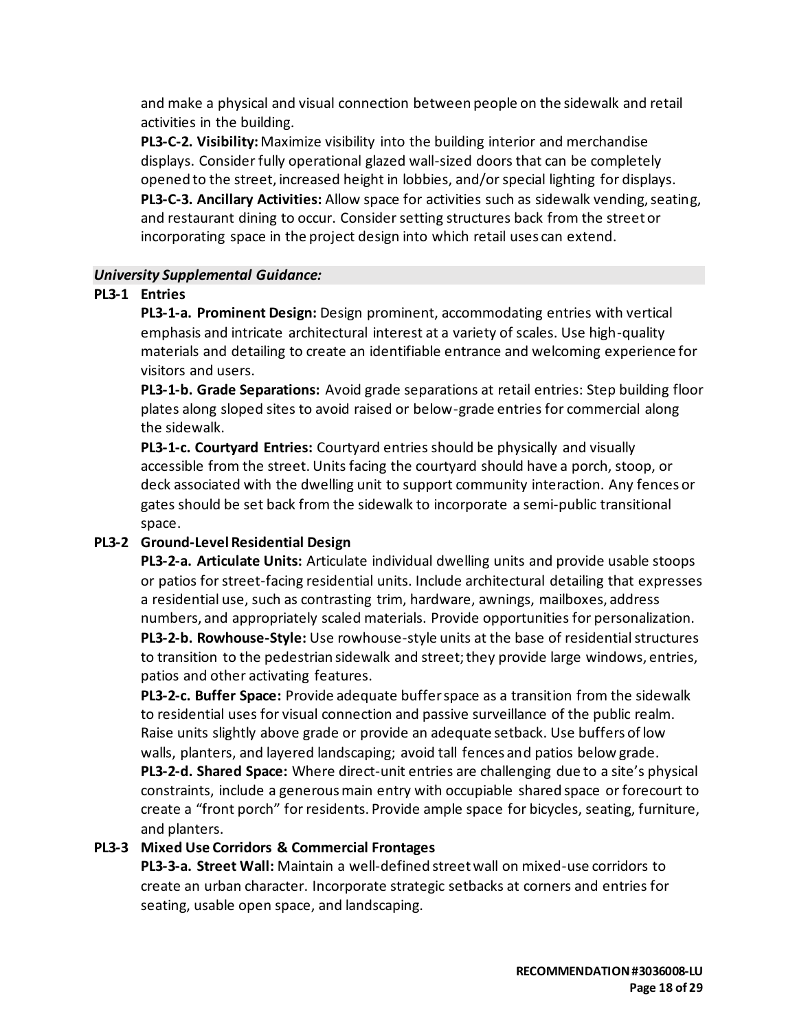and make a physical and visual connection between people on the sidewalk and retail activities in the building.

**PL3-C-2. Visibility:** Maximize visibility into the building interior and merchandise displays. Consider fully operational glazed wall-sized doors that can be completely opened to the street, increased height in lobbies, and/or special lighting for displays.

**PL3-C-3. Ancillary Activities:** Allow space for activities such as sidewalk vending, seating, and restaurant dining to occur. Consider setting structures back from the street or incorporating space in the project design into which retail uses can extend.

***University Supplemental Guidance:***

**PL3-1 Entries**

**PL3-1-a. Prominent Design:** Design prominent, accommodating entries with vertical emphasis and intricate architectural interest at a variety of scales. Use high-quality materials and detailing to create an identifiable entrance and welcoming experience for visitors and users.

**PL3-1-b. Grade Separations:** Avoid grade separations at retail entries: Step building floor plates along sloped sites to avoid raised or below-grade entries for commercial along the sidewalk.

**PL3-1-c. Courtyard Entries:** Courtyard entries should be physically and visually accessible from the street. Units facing the courtyard should have a porch, stoop, or deck associated with the dwelling unit to support community interaction. Any fences or gates should be set back from the sidewalk to incorporate a semi-public transitional space.

**PL3-2 Ground-Level Residential Design**

**PL3-2-a. Articulate Units:** Articulate individual dwelling units and provide usable stoops or patios for street-facing residential units. Include architectural detailing that expresses a residential use, such as contrasting trim, hardware, awnings, mailboxes, address numbers, and appropriately scaled materials. Provide opportunities for personalization.

**PL3-2-b. Rowhouse-Style:** Use rowhouse-style units at the base of residential structures to transition to the pedestrian sidewalk and street; they provide large windows, entries, patios and other activating features.

**PL3-2-c. Buffer Space:** Provide adequate buffer space as a transition from the sidewalk to residential uses for visual connection and passive surveillance of the public realm. Raise units slightly above grade or provide an adequate setback. Use buffers of low walls, planters, and layered landscaping; avoid tall fences and patios below grade.

**PL3-2-d. Shared Space:** Where direct-unit entries are challenging due to a site's physical constraints, include a generous main entry with occupiable shared space or forecourt to create a "front porch" for residents. Provide ample space for bicycles, seating, furniture, and planters.

**PL3-3 Mixed Use Corridors & Commercial Frontages**

**PL3-3-a. Street Wall:** Maintain a well-defined street wall on mixed-use corridors to create an urban character. Incorporate strategic setbacks at corners and entries for seating, usable open space, and landscaping.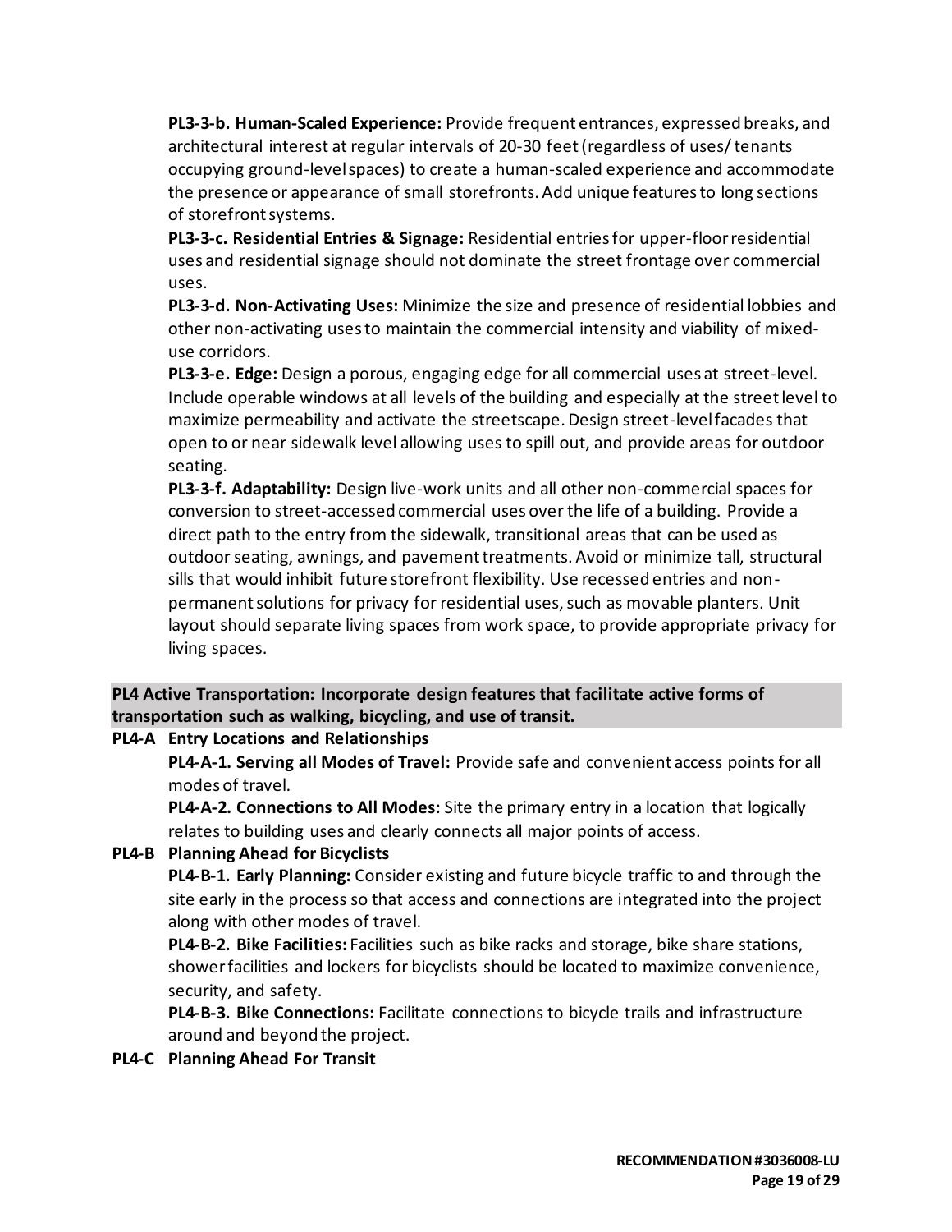**PL3-3-b. Human-Scaled Experience:** Provide frequent entrances, expressed breaks, and architectural interest at regular intervals of 20-30 feet (regardless of uses/ tenants occupying ground-level spaces) to create a human-scaled experience and accommodate the presence or appearance of small storefronts. Add unique features to long sections of storefront systems.

**PL3-3-c. Residential Entries & Signage:** Residential entries for upper-floor residential uses and residential signage should not dominate the street frontage over commercial uses.

**PL3-3-d. Non-Activating Uses:** Minimize the size and presence of residential lobbies and other non-activating uses to maintain the commercial intensity and viability of mixed-use corridors.

**PL3-3-e. Edge:** Design a porous, engaging edge for all commercial uses at street-level. Include operable windows at all levels of the building and especially at the street level to maximize permeability and activate the streetscape. Design street-level facades that open to or near sidewalk level allowing uses to spill out, and provide areas for outdoor seating.

**PL3-3-f. Adaptability:** Design live-work units and all other non-commercial spaces for conversion to street-accessed commercial uses over the life of a building. Provide a direct path to the entry from the sidewalk, transitional areas that can be used as outdoor seating, awnings, and pavement treatments. Avoid or minimize tall, structural sills that would inhibit future storefront flexibility. Use recessed entries and non-permanent solutions for privacy for residential uses, such as movable planters. Unit layout should separate living spaces from work space, to provide appropriate privacy for living spaces.

**PL4 Active Transportation: Incorporate design features that facilitate active forms of transportation such as walking, bicycling, and use of transit.**

**PL4-A Entry Locations and Relationships**

**PL4-A-1. Serving all Modes of Travel:** Provide safe and convenient access points for all modes of travel.

**PL4-A-2. Connections to All Modes:** Site the primary entry in a location that logically relates to building uses and clearly connects all major points of access.

**PL4-B Planning Ahead for Bicyclists**

**PL4-B-1. Early Planning:** Consider existing and future bicycle traffic to and through the site early in the process so that access and connections are integrated into the project along with other modes of travel.

**PL4-B-2. Bike Facilities:** Facilities such as bike racks and storage, bike share stations, shower facilities and lockers for bicyclists should be located to maximize convenience, security, and safety.

**PL4-B-3. Bike Connections:** Facilitate connections to bicycle trails and infrastructure around and beyond the project.

**PL4-C Planning Ahead For Transit**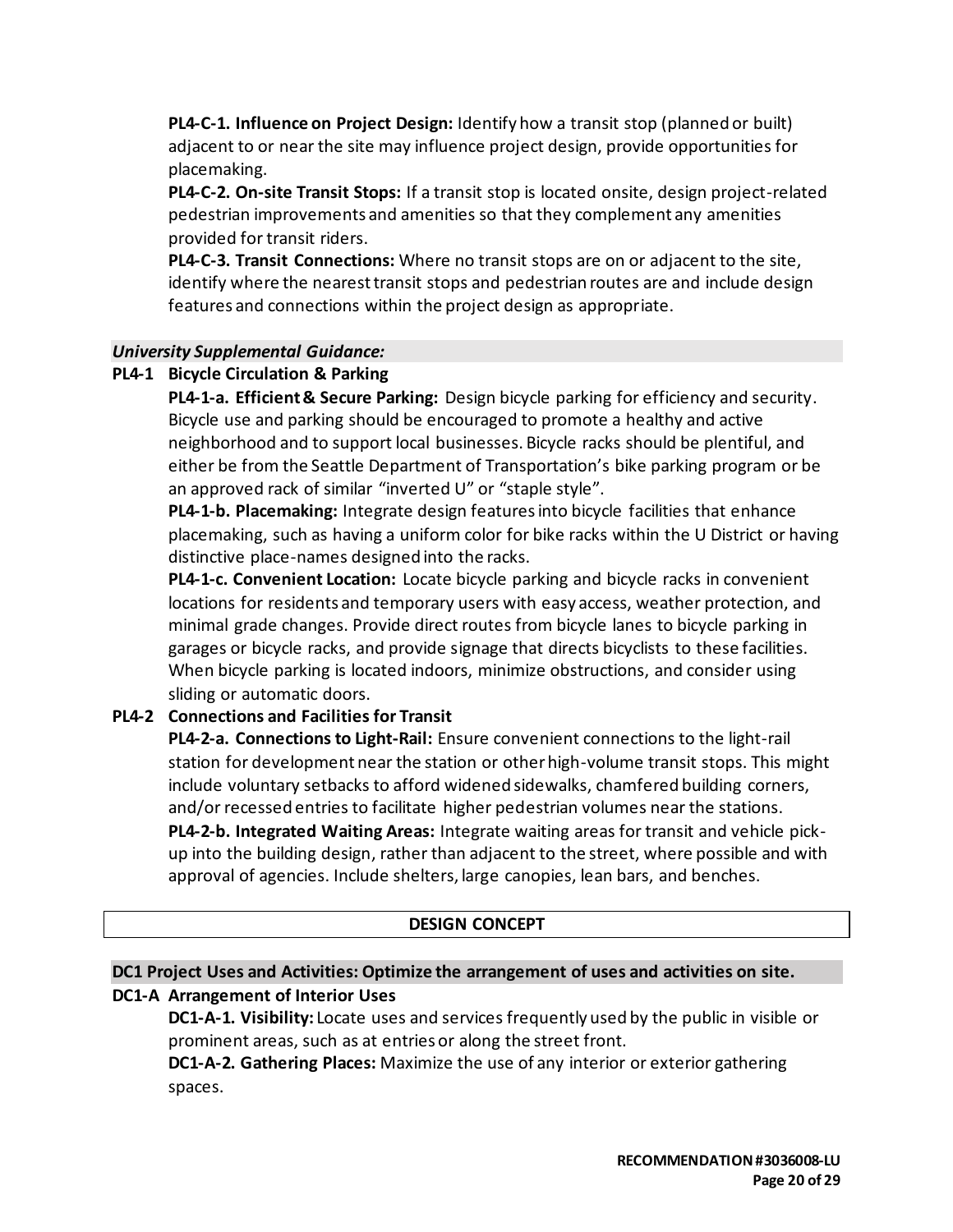**PL4-C-1. Influence on Project Design:** Identify how a transit stop (planned or built) adjacent to or near the site may influence project design, provide opportunities for placemaking.

**PL4-C-2. On-site Transit Stops:** If a transit stop is located onsite, design project-related pedestrian improvements and amenities so that they complement any amenities provided for transit riders.

**PL4-C-3. Transit Connections:** Where no transit stops are on or adjacent to the site, identify where the nearest transit stops and pedestrian routes are and include design features and connections within the project design as appropriate.

***University Supplemental Guidance:***

**PL4-1 Bicycle Circulation & Parking**

**PL4-1-a. Efficient & Secure Parking:** Design bicycle parking for efficiency and security. Bicycle use and parking should be encouraged to promote a healthy and active neighborhood and to support local businesses. Bicycle racks should be plentiful, and either be from the Seattle Department of Transportation's bike parking program or be an approved rack of similar "inverted U" or "staple style".

**PL4-1-b. Placemaking:** Integrate design features into bicycle facilities that enhance placemaking, such as having a uniform color for bike racks within the U District or having distinctive place-names designed into the racks.

**PL4-1-c. Convenient Location:** Locate bicycle parking and bicycle racks in convenient locations for residents and temporary users with easy access, weather protection, and minimal grade changes. Provide direct routes from bicycle lanes to bicycle parking in garages or bicycle racks, and provide signage that directs bicyclists to these facilities. When bicycle parking is located indoors, minimize obstructions, and consider using sliding or automatic doors.

**PL4-2 Connections and Facilities for Transit**

**PL4-2-a. Connections to Light-Rail:** Ensure convenient connections to the light-rail station for development near the station or other high-volume transit stops. This might include voluntary setbacks to afford widened sidewalks, chamfered building corners, and/or recessed entries to facilitate higher pedestrian volumes near the stations.

**PL4-2-b. Integrated Waiting Areas:** Integrate waiting areas for transit and vehicle pick-up into the building design, rather than adjacent to the street, where possible and with approval of agencies. Include shelters, large canopies, lean bars, and benches.

## DESIGN CONCEPT

**DC1 Project Uses and Activities: Optimize the arrangement of uses and activities on site.**

**DC1-A Arrangement of Interior Uses**

**DC1-A-1. Visibility:** Locate uses and services frequently used by the public in visible or prominent areas, such as at entries or along the street front.

**DC1-A-2. Gathering Places:** Maximize the use of any interior or exterior gathering spaces.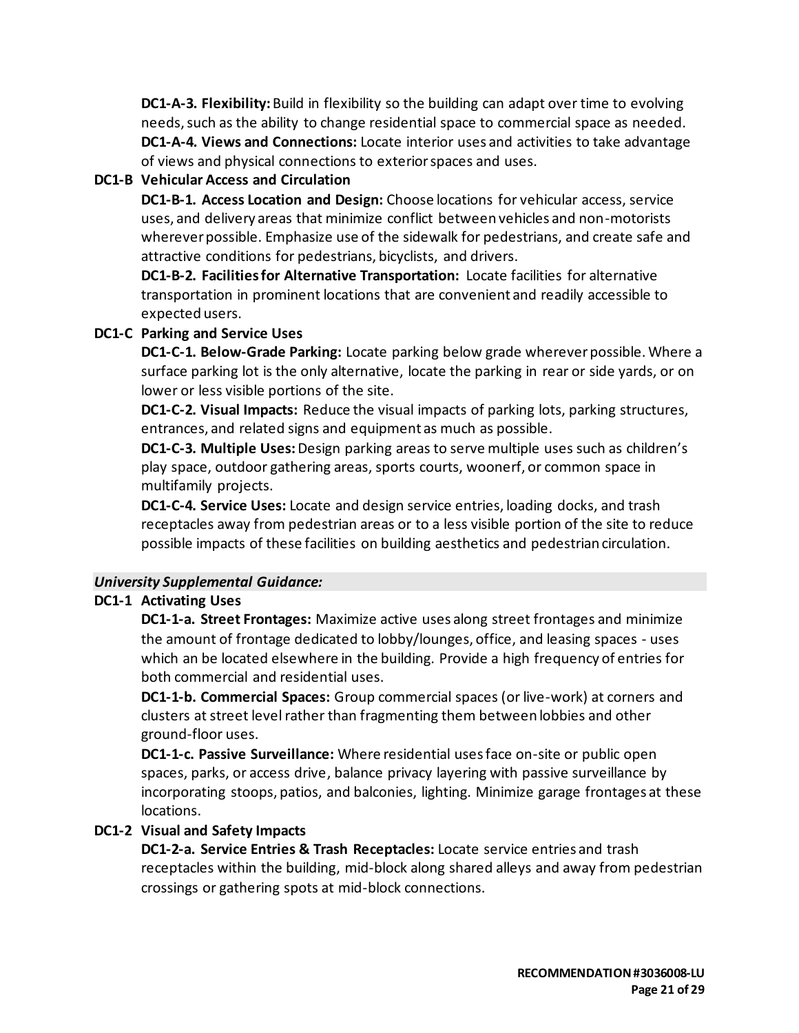**DC1-A-3. Flexibility:** Build in flexibility so the building can adapt over time to evolving needs, such as the ability to change residential space to commercial space as needed.
**DC1-A-4. Views and Connections:** Locate interior uses and activities to take advantage of views and physical connections to exterior spaces and uses.

**DC1-B Vehicular Access and Circulation**

**DC1-B-1. Access Location and Design:** Choose locations for vehicular access, service uses, and delivery areas that minimize conflict between vehicles and non-motorists wherever possible. Emphasize use of the sidewalk for pedestrians, and create safe and attractive conditions for pedestrians, bicyclists, and drivers.
**DC1-B-2. Facilities for Alternative Transportation:** Locate facilities for alternative transportation in prominent locations that are convenient and readily accessible to expected users.

**DC1-C Parking and Service Uses**

**DC1-C-1. Below-Grade Parking:** Locate parking below grade wherever possible. Where a surface parking lot is the only alternative, locate the parking in rear or side yards, or on lower or less visible portions of the site.
**DC1-C-2. Visual Impacts:** Reduce the visual impacts of parking lots, parking structures, entrances, and related signs and equipment as much as possible.
**DC1-C-3. Multiple Uses:** Design parking areas to serve multiple uses such as children's play space, outdoor gathering areas, sports courts, woonerf, or common space in multifamily projects.
**DC1-C-4. Service Uses:** Locate and design service entries, loading docks, and trash receptacles away from pedestrian areas or to a less visible portion of the site to reduce possible impacts of these facilities on building aesthetics and pedestrian circulation.

***University Supplemental Guidance:***

**DC1-1 Activating Uses**

**DC1-1-a. Street Frontages:** Maximize active uses along street frontages and minimize the amount of frontage dedicated to lobby/lounges, office, and leasing spaces - uses which an be located elsewhere in the building. Provide a high frequency of entries for both commercial and residential uses.
**DC1-1-b. Commercial Spaces:** Group commercial spaces (or live-work) at corners and clusters at street level rather than fragmenting them between lobbies and other ground-floor uses.
**DC1-1-c. Passive Surveillance:** Where residential uses face on-site or public open spaces, parks, or access drive, balance privacy layering with passive surveillance by incorporating stoops, patios, and balconies, lighting. Minimize garage frontages at these locations.

**DC1-2 Visual and Safety Impacts**

**DC1-2-a. Service Entries & Trash Receptacles:** Locate service entries and trash receptacles within the building, mid-block along shared alleys and away from pedestrian crossings or gathering spots at mid-block connections.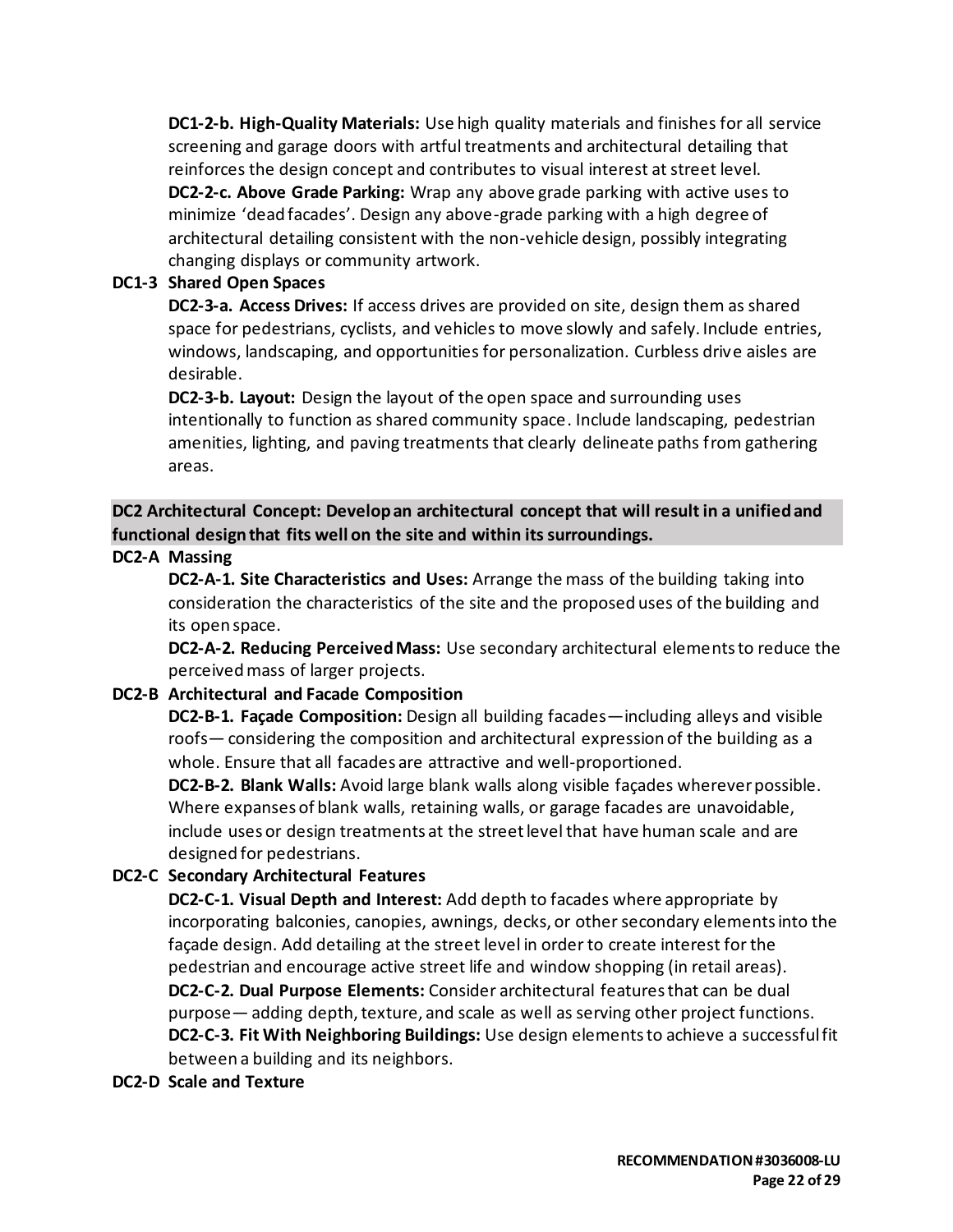**DC1-2-b. High-Quality Materials:** Use high quality materials and finishes for all service screening and garage doors with artful treatments and architectural detailing that reinforces the design concept and contributes to visual interest at street level.

**DC2-2-c. Above Grade Parking:** Wrap any above grade parking with active uses to minimize 'dead facades'. Design any above-grade parking with a high degree of architectural detailing consistent with the non-vehicle design, possibly integrating changing displays or community artwork.

**DC1-3 Shared Open Spaces**

**DC2-3-a. Access Drives:** If access drives are provided on site, design them as shared space for pedestrians, cyclists, and vehicles to move slowly and safely. Include entries, windows, landscaping, and opportunities for personalization. Curbless drive aisles are desirable.

**DC2-3-b. Layout:** Design the layout of the open space and surrounding uses intentionally to function as shared community space. Include landscaping, pedestrian amenities, lighting, and paving treatments that clearly delineate paths from gathering areas.

## DC2 Architectural Concept: Develop an architectural concept that will result in a unified and functional design that fits well on the site and within its surroundings.

**DC2-A Massing**

**DC2-A-1. Site Characteristics and Uses:** Arrange the mass of the building taking into consideration the characteristics of the site and the proposed uses of the building and its open space.

**DC2-A-2. Reducing Perceived Mass:** Use secondary architectural elements to reduce the perceived mass of larger projects.

**DC2-B Architectural and Facade Composition**

**DC2-B-1. Façade Composition:** Design all building facades—including alleys and visible roofs— considering the composition and architectural expression of the building as a whole. Ensure that all facades are attractive and well-proportioned.

**DC2-B-2. Blank Walls:** Avoid large blank walls along visible façades wherever possible. Where expanses of blank walls, retaining walls, or garage facades are unavoidable, include uses or design treatments at the street level that have human scale and are designed for pedestrians.

**DC2-C Secondary Architectural Features**

**DC2-C-1. Visual Depth and Interest:** Add depth to facades where appropriate by incorporating balconies, canopies, awnings, decks, or other secondary elements into the façade design. Add detailing at the street level in order to create interest for the pedestrian and encourage active street life and window shopping (in retail areas).

**DC2-C-2. Dual Purpose Elements:** Consider architectural features that can be dual purpose— adding depth, texture, and scale as well as serving other project functions.

**DC2-C-3. Fit With Neighboring Buildings:** Use design elements to achieve a successful fit between a building and its neighbors.

**DC2-D Scale and Texture**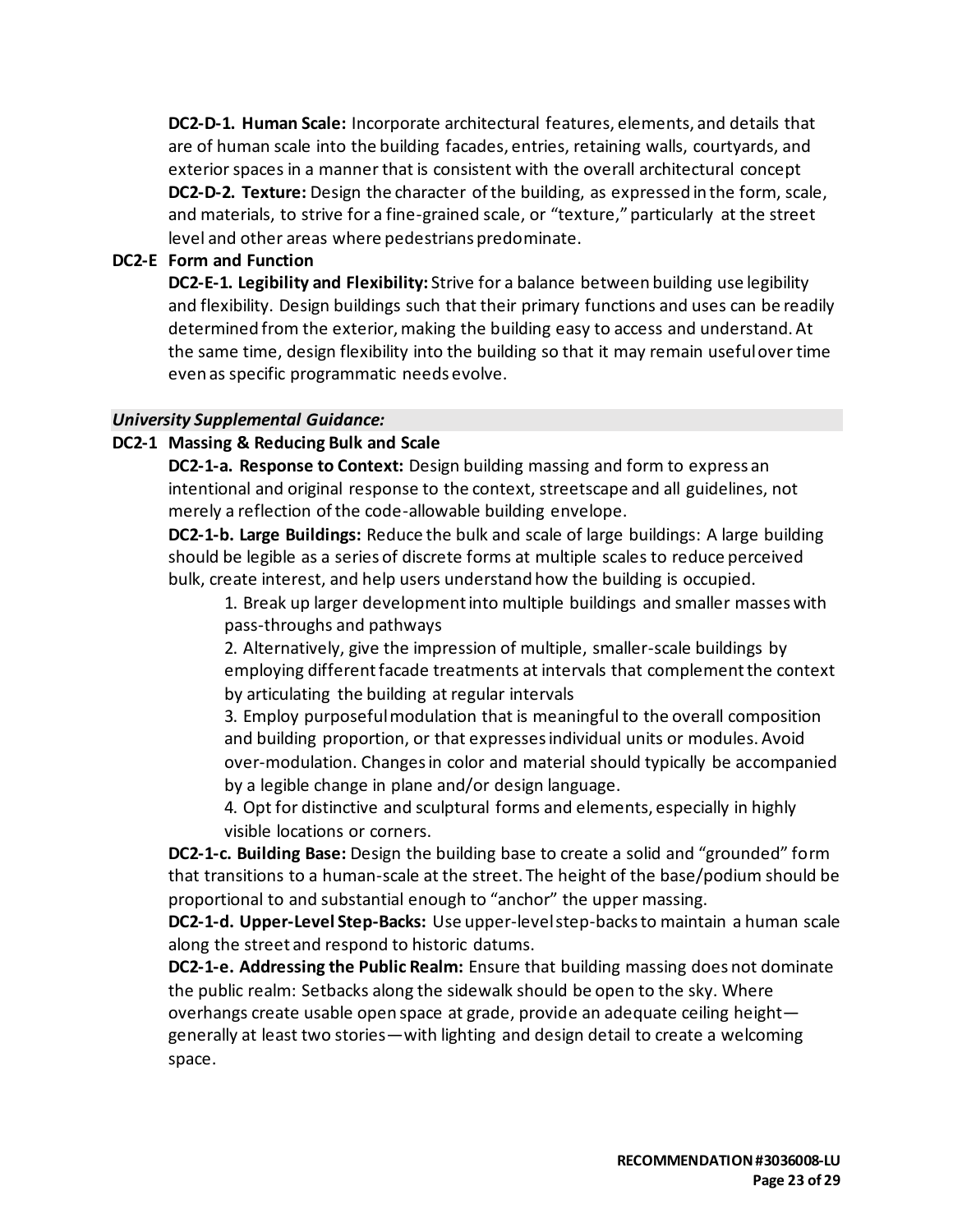**DC2-D-1. Human Scale:** Incorporate architectural features, elements, and details that are of human scale into the building facades, entries, retaining walls, courtyards, and exterior spaces in a manner that is consistent with the overall architectural concept

**DC2-D-2. Texture:** Design the character of the building, as expressed in the form, scale, and materials, to strive for a fine-grained scale, or "texture," particularly at the street level and other areas where pedestrians predominate.

**DC2-E Form and Function**

**DC2-E-1. Legibility and Flexibility:** Strive for a balance between building use legibility and flexibility. Design buildings such that their primary functions and uses can be readily determined from the exterior, making the building easy to access and understand. At the same time, design flexibility into the building so that it may remain useful over time even as specific programmatic needs evolve.

***University Supplemental Guidance:***

**DC2-1 Massing & Reducing Bulk and Scale**

**DC2-1-a. Response to Context:** Design building massing and form to express an intentional and original response to the context, streetscape and all guidelines, not merely a reflection of the code-allowable building envelope.

**DC2-1-b. Large Buildings:** Reduce the bulk and scale of large buildings: A large building should be legible as a series of discrete forms at multiple scales to reduce perceived bulk, create interest, and help users understand how the building is occupied.

1. Break up larger development into multiple buildings and smaller masses with pass-throughs and pathways
2. Alternatively, give the impression of multiple, smaller-scale buildings by employing different facade treatments at intervals that complement the context by articulating the building at regular intervals
3. Employ purposeful modulation that is meaningful to the overall composition and building proportion, or that expresses individual units or modules. Avoid over-modulation. Changes in color and material should typically be accompanied by a legible change in plane and/or design language.
4. Opt for distinctive and sculptural forms and elements, especially in highly visible locations or corners.

**DC2-1-c. Building Base:** Design the building base to create a solid and "grounded" form that transitions to a human-scale at the street. The height of the base/podium should be proportional to and substantial enough to "anchor" the upper massing.

**DC2-1-d. Upper-Level Step-Backs:** Use upper-level step-backs to maintain a human scale along the street and respond to historic datums.

**DC2-1-e. Addressing the Public Realm:** Ensure that building massing does not dominate the public realm: Setbacks along the sidewalk should be open to the sky. Where overhangs create usable open space at grade, provide an adequate ceiling height—generally at least two stories—with lighting and design detail to create a welcoming space.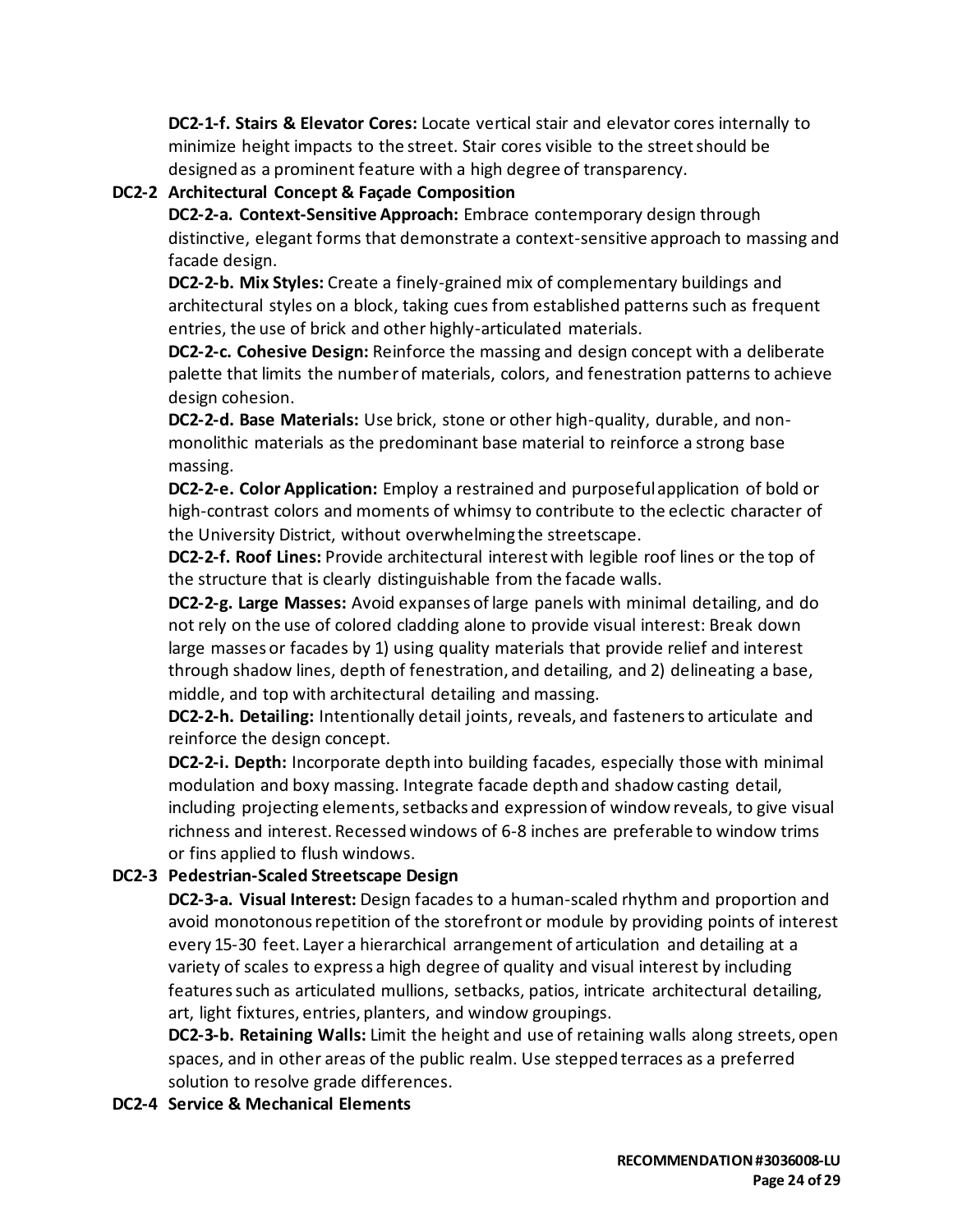**DC2-1-f. Stairs & Elevator Cores:** Locate vertical stair and elevator cores internally to minimize height impacts to the street. Stair cores visible to the street should be designed as a prominent feature with a high degree of transparency.

**DC2-2 Architectural Concept & Façade Composition**

**DC2-2-a. Context-Sensitive Approach:** Embrace contemporary design through distinctive, elegant forms that demonstrate a context-sensitive approach to massing and facade design.

**DC2-2-b. Mix Styles:** Create a finely-grained mix of complementary buildings and architectural styles on a block, taking cues from established patterns such as frequent entries, the use of brick and other highly-articulated materials.

**DC2-2-c. Cohesive Design:** Reinforce the massing and design concept with a deliberate palette that limits the number of materials, colors, and fenestration patterns to achieve design cohesion.

**DC2-2-d. Base Materials:** Use brick, stone or other high-quality, durable, and non-monolithic materials as the predominant base material to reinforce a strong base massing.

**DC2-2-e. Color Application:** Employ a restrained and purposeful application of bold or high-contrast colors and moments of whimsy to contribute to the eclectic character of the University District, without overwhelming the streetscape.

**DC2-2-f. Roof Lines:** Provide architectural interest with legible roof lines or the top of the structure that is clearly distinguishable from the facade walls.

**DC2-2-g. Large Masses:** Avoid expanses of large panels with minimal detailing, and do not rely on the use of colored cladding alone to provide visual interest: Break down large masses or facades by 1) using quality materials that provide relief and interest through shadow lines, depth of fenestration, and detailing, and 2) delineating a base, middle, and top with architectural detailing and massing.

**DC2-2-h. Detailing:** Intentionally detail joints, reveals, and fasteners to articulate and reinforce the design concept.

**DC2-2-i. Depth:** Incorporate depth into building facades, especially those with minimal modulation and boxy massing. Integrate facade depth and shadow casting detail, including projecting elements, setbacks and expression of window reveals, to give visual richness and interest. Recessed windows of 6-8 inches are preferable to window trims or fins applied to flush windows.

**DC2-3 Pedestrian-Scaled Streetscape Design**

**DC2-3-a. Visual Interest:** Design facades to a human-scaled rhythm and proportion and avoid monotonous repetition of the storefront or module by providing points of interest every 15-30 feet. Layer a hierarchical arrangement of articulation and detailing at a variety of scales to express a high degree of quality and visual interest by including features such as articulated mullions, setbacks, patios, intricate architectural detailing, art, light fixtures, entries, planters, and window groupings.

**DC2-3-b. Retaining Walls:** Limit the height and use of retaining walls along streets, open spaces, and in other areas of the public realm. Use stepped terraces as a preferred solution to resolve grade differences.

**DC2-4 Service & Mechanical Elements**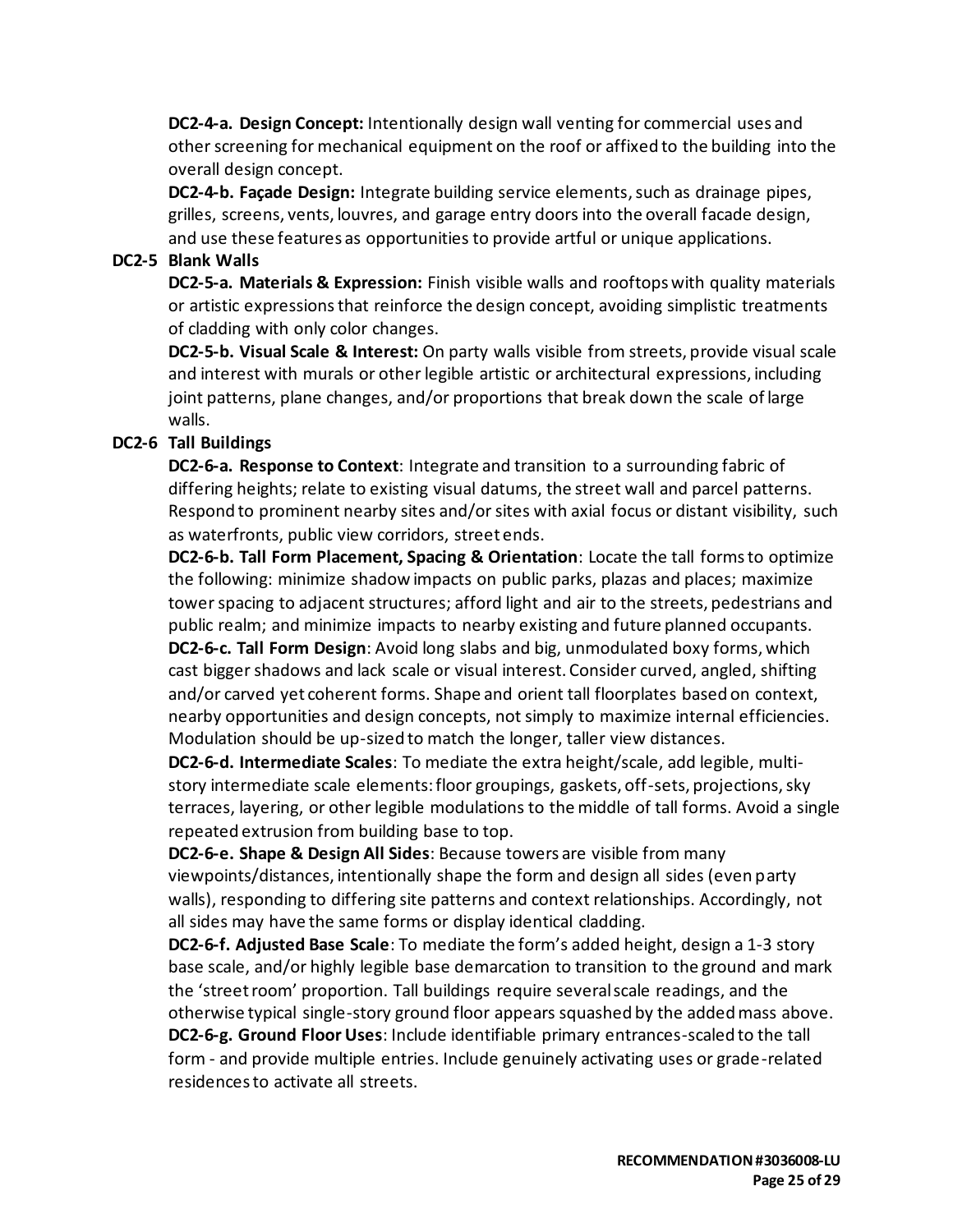**DC2-4-a. Design Concept:** Intentionally design wall venting for commercial uses and other screening for mechanical equipment on the roof or affixed to the building into the overall design concept.

**DC2-4-b. Façade Design:** Integrate building service elements, such as drainage pipes, grilles, screens, vents, louvres, and garage entry doors into the overall facade design, and use these features as opportunities to provide artful or unique applications.

**DC2-5 Blank Walls**

**DC2-5-a. Materials & Expression:** Finish visible walls and rooftops with quality materials or artistic expressions that reinforce the design concept, avoiding simplistic treatments of cladding with only color changes.

**DC2-5-b. Visual Scale & Interest:** On party walls visible from streets, provide visual scale and interest with murals or other legible artistic or architectural expressions, including joint patterns, plane changes, and/or proportions that break down the scale of large walls.

**DC2-6 Tall Buildings**

**DC2-6-a. Response to Context**: Integrate and transition to a surrounding fabric of differing heights; relate to existing visual datums, the street wall and parcel patterns. Respond to prominent nearby sites and/or sites with axial focus or distant visibility, such as waterfronts, public view corridors, street ends.

**DC2-6-b. Tall Form Placement, Spacing & Orientation**: Locate the tall forms to optimize the following: minimize shadow impacts on public parks, plazas and places; maximize tower spacing to adjacent structures; afford light and air to the streets, pedestrians and public realm; and minimize impacts to nearby existing and future planned occupants.

**DC2-6-c. Tall Form Design**: Avoid long slabs and big, unmodulated boxy forms, which cast bigger shadows and lack scale or visual interest. Consider curved, angled, shifting and/or carved yet coherent forms. Shape and orient tall floorplates based on context, nearby opportunities and design concepts, not simply to maximize internal efficiencies. Modulation should be up-sized to match the longer, taller view distances.

**DC2-6-d. Intermediate Scales**: To mediate the extra height/scale, add legible, multi-story intermediate scale elements: floor groupings, gaskets, off-sets, projections, sky terraces, layering, or other legible modulations to the middle of tall forms. Avoid a single repeated extrusion from building base to top.

**DC2-6-e. Shape & Design All Sides**: Because towers are visible from many viewpoints/distances, intentionally shape the form and design all sides (even party walls), responding to differing site patterns and context relationships. Accordingly, not all sides may have the same forms or display identical cladding.

**DC2-6-f. Adjusted Base Scale**: To mediate the form's added height, design a 1-3 story base scale, and/or highly legible base demarcation to transition to the ground and mark the 'street room' proportion. Tall buildings require several scale readings, and the otherwise typical single-story ground floor appears squashed by the added mass above.

**DC2-6-g. Ground Floor Uses**: Include identifiable primary entrances-scaled to the tall form - and provide multiple entries. Include genuinely activating uses or grade-related residences to activate all streets.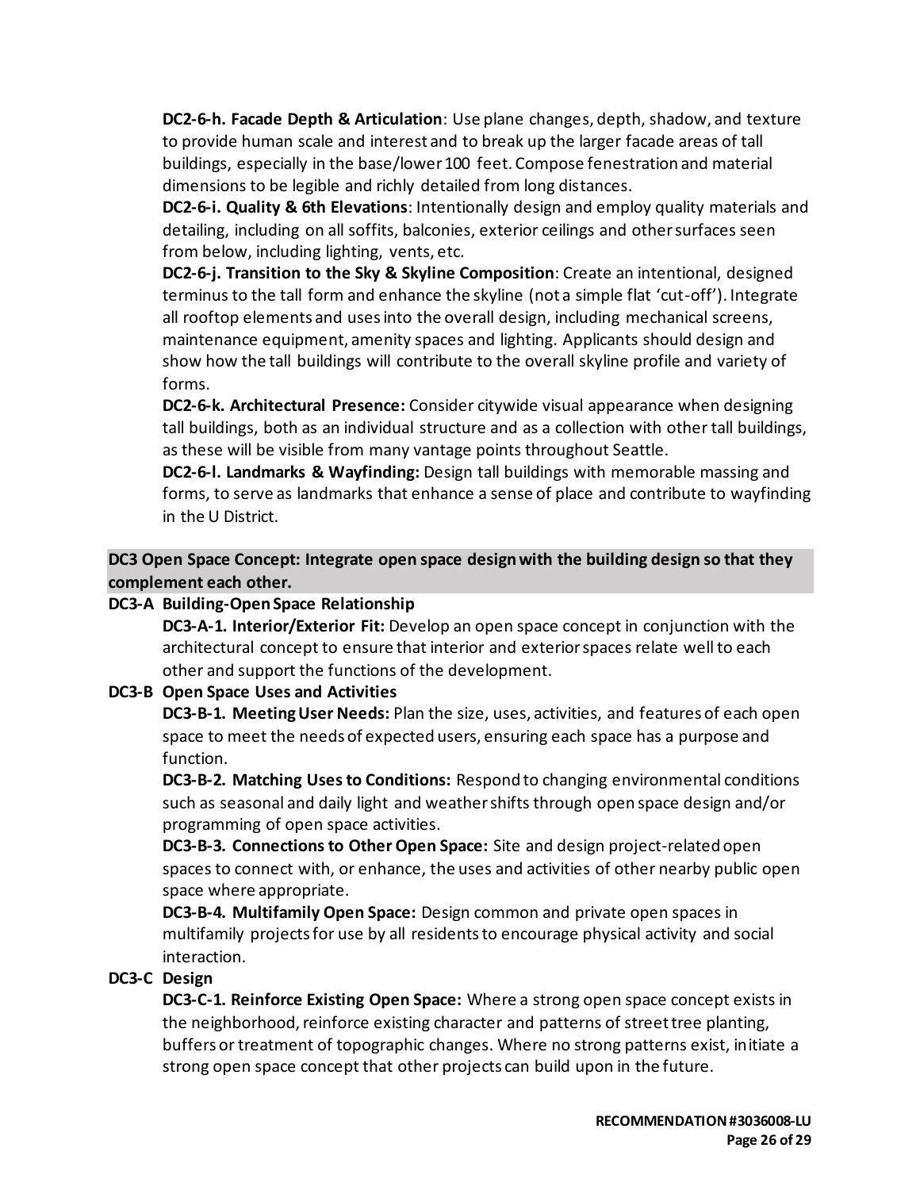**DC2-6-h. Facade Depth & Articulation**: Use plane changes, depth, shadow, and texture to provide human scale and interest and to break up the larger facade areas of tall buildings, especially in the base/lower 100 feet. Compose fenestration and material dimensions to be legible and richly detailed from long distances.

**DC2-6-i. Quality & 6th Elevations**: Intentionally design and employ quality materials and detailing, including on all soffits, balconies, exterior ceilings and other surfaces seen from below, including lighting, vents, etc.

**DC2-6-j. Transition to the Sky & Skyline Composition**: Create an intentional, designed terminus to the tall form and enhance the skyline (not a simple flat 'cut-off'). Integrate all rooftop elements and uses into the overall design, including mechanical screens, maintenance equipment, amenity spaces and lighting. Applicants should design and show how the tall buildings will contribute to the overall skyline profile and variety of forms.

**DC2-6-k. Architectural Presence:** Consider citywide visual appearance when designing tall buildings, both as an individual structure and as a collection with other tall buildings, as these will be visible from many vantage points throughout Seattle.

**DC2-6-l. Landmarks & Wayfinding:** Design tall buildings with memorable massing and forms, to serve as landmarks that enhance a sense of place and contribute to wayfinding in the U District.

**DC3 Open Space Concept: Integrate open space design with the building design so that they complement each other.**

**DC3-A Building-Open Space Relationship**

**DC3-A-1. Interior/Exterior Fit:** Develop an open space concept in conjunction with the architectural concept to ensure that interior and exterior spaces relate well to each other and support the functions of the development.

**DC3-B Open Space Uses and Activities**

**DC3-B-1. Meeting User Needs:** Plan the size, uses, activities, and features of each open space to meet the needs of expected users, ensuring each space has a purpose and function.

**DC3-B-2. Matching Uses to Conditions:** Respond to changing environmental conditions such as seasonal and daily light and weather shifts through open space design and/or programming of open space activities.

**DC3-B-3. Connections to Other Open Space:** Site and design project-related open spaces to connect with, or enhance, the uses and activities of other nearby public open space where appropriate.

**DC3-B-4. Multifamily Open Space:** Design common and private open spaces in multifamily projects for use by all residents to encourage physical activity and social interaction.

**DC3-C Design**

**DC3-C-1. Reinforce Existing Open Space:** Where a strong open space concept exists in the neighborhood, reinforce existing character and patterns of street tree planting, buffers or treatment of topographic changes. Where no strong patterns exist, initiate a strong open space concept that other projects can build upon in the future.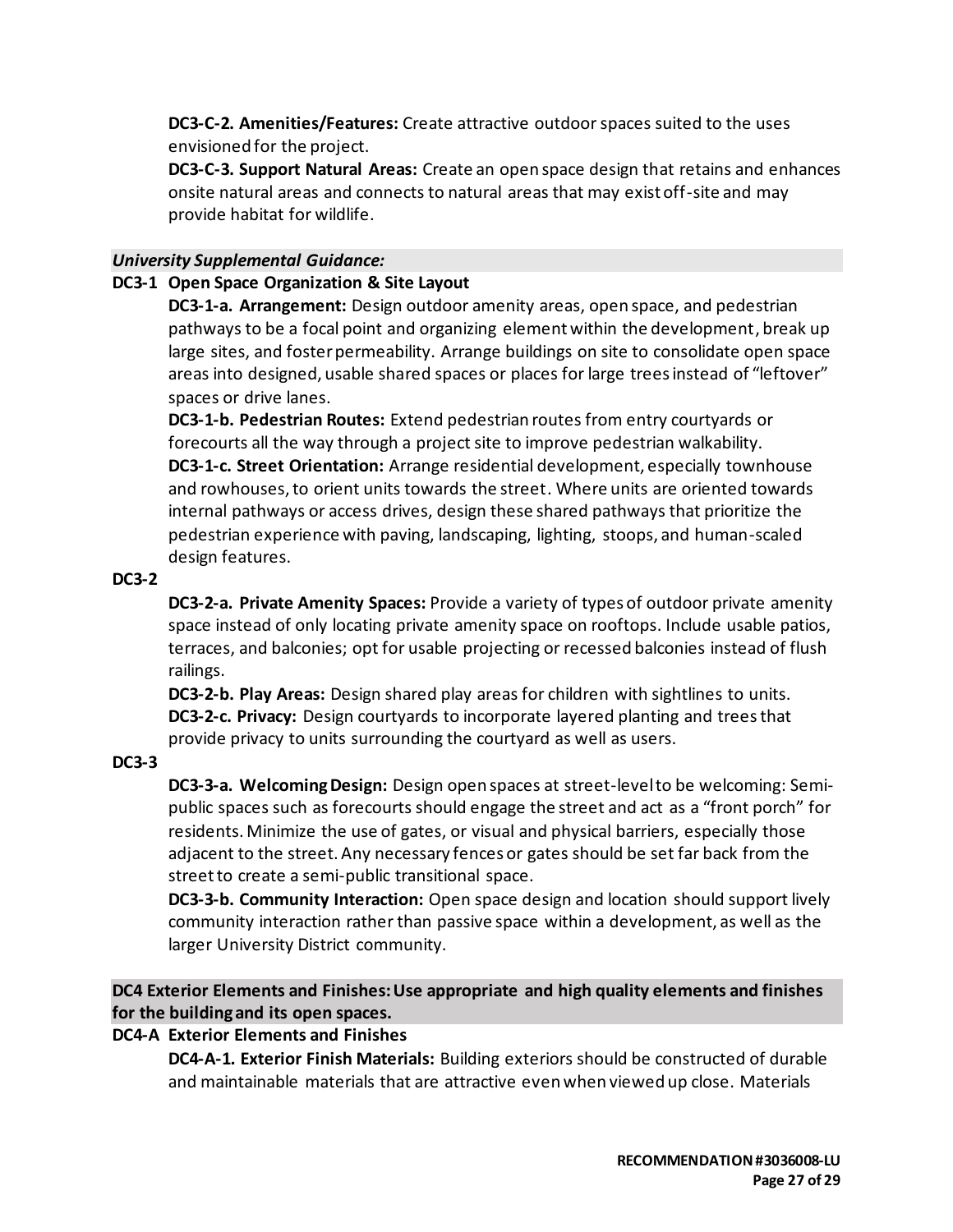**DC3-C-2. Amenities/Features:** Create attractive outdoor spaces suited to the uses envisioned for the project.

**DC3-C-3. Support Natural Areas:** Create an open space design that retains and enhances onsite natural areas and connects to natural areas that may exist off-site and may provide habitat for wildlife.

***University Supplemental Guidance:***

**DC3-1 Open Space Organization & Site Layout**

**DC3-1-a. Arrangement:** Design outdoor amenity areas, open space, and pedestrian pathways to be a focal point and organizing element within the development, break up large sites, and foster permeability. Arrange buildings on site to consolidate open space areas into designed, usable shared spaces or places for large trees instead of "leftover" spaces or drive lanes.

**DC3-1-b. Pedestrian Routes:** Extend pedestrian routes from entry courtyards or forecourts all the way through a project site to improve pedestrian walkability.

**DC3-1-c. Street Orientation:** Arrange residential development, especially townhouse and rowhouses, to orient units towards the street. Where units are oriented towards internal pathways or access drives, design these shared pathways that prioritize the pedestrian experience with paving, landscaping, lighting, stoops, and human-scaled design features.

**DC3-2**

**DC3-2-a. Private Amenity Spaces:** Provide a variety of types of outdoor private amenity space instead of only locating private amenity space on rooftops. Include usable patios, terraces, and balconies; opt for usable projecting or recessed balconies instead of flush railings.

**DC3-2-b. Play Areas:** Design shared play areas for children with sightlines to units.

**DC3-2-c. Privacy:** Design courtyards to incorporate layered planting and trees that provide privacy to units surrounding the courtyard as well as users.

**DC3-3**

**DC3-3-a. Welcoming Design:** Design open spaces at street-level to be welcoming: Semi-public spaces such as forecourts should engage the street and act as a "front porch" for residents. Minimize the use of gates, or visual and physical barriers, especially those adjacent to the street. Any necessary fences or gates should be set far back from the street to create a semi-public transitional space.

**DC3-3-b. Community Interaction:** Open space design and location should support lively community interaction rather than passive space within a development, as well as the larger University District community.

**DC4 Exterior Elements and Finishes: Use appropriate and high quality elements and finishes for the building and its open spaces.**

**DC4-A Exterior Elements and Finishes**

**DC4-A-1. Exterior Finish Materials:** Building exteriors should be constructed of durable and maintainable materials that are attractive even when viewed up close. Materials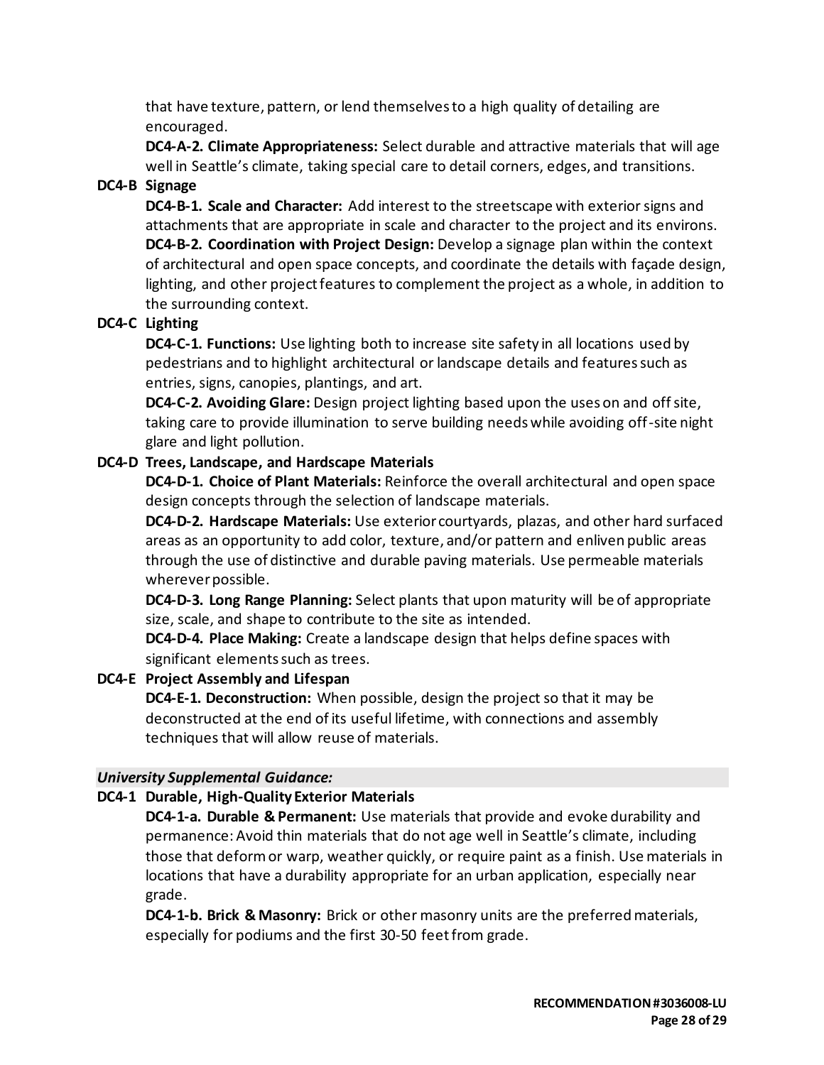that have texture, pattern, or lend themselves to a high quality of detailing are encouraged.

**DC4-A-2. Climate Appropriateness:** Select durable and attractive materials that will age well in Seattle's climate, taking special care to detail corners, edges, and transitions.

**DC4-B Signage**

**DC4-B-1. Scale and Character:** Add interest to the streetscape with exterior signs and attachments that are appropriate in scale and character to the project and its environs.

**DC4-B-2. Coordination with Project Design:** Develop a signage plan within the context of architectural and open space concepts, and coordinate the details with façade design, lighting, and other project features to complement the project as a whole, in addition to the surrounding context.

**DC4-C Lighting**

**DC4-C-1. Functions:** Use lighting both to increase site safety in all locations used by pedestrians and to highlight architectural or landscape details and features such as entries, signs, canopies, plantings, and art.

**DC4-C-2. Avoiding Glare:** Design project lighting based upon the uses on and off site, taking care to provide illumination to serve building needs while avoiding off-site night glare and light pollution.

**DC4-D Trees, Landscape, and Hardscape Materials**

**DC4-D-1. Choice of Plant Materials:** Reinforce the overall architectural and open space design concepts through the selection of landscape materials.

**DC4-D-2. Hardscape Materials:** Use exterior courtyards, plazas, and other hard surfaced areas as an opportunity to add color, texture, and/or pattern and enliven public areas through the use of distinctive and durable paving materials. Use permeable materials wherever possible.

**DC4-D-3. Long Range Planning:** Select plants that upon maturity will be of appropriate size, scale, and shape to contribute to the site as intended.

**DC4-D-4. Place Making:** Create a landscape design that helps define spaces with significant elements such as trees.

**DC4-E Project Assembly and Lifespan**

**DC4-E-1. Deconstruction:** When possible, design the project so that it may be deconstructed at the end of its useful lifetime, with connections and assembly techniques that will allow reuse of materials.

***University Supplemental Guidance:***

**DC4-1 Durable, High-Quality Exterior Materials**

**DC4-1-a. Durable & Permanent:** Use materials that provide and evoke durability and permanence: Avoid thin materials that do not age well in Seattle's climate, including those that deform or warp, weather quickly, or require paint as a finish. Use materials in locations that have a durability appropriate for an urban application, especially near grade.

**DC4-1-b. Brick & Masonry:** Brick or other masonry units are the preferred materials, especially for podiums and the first 30-50 feet from grade.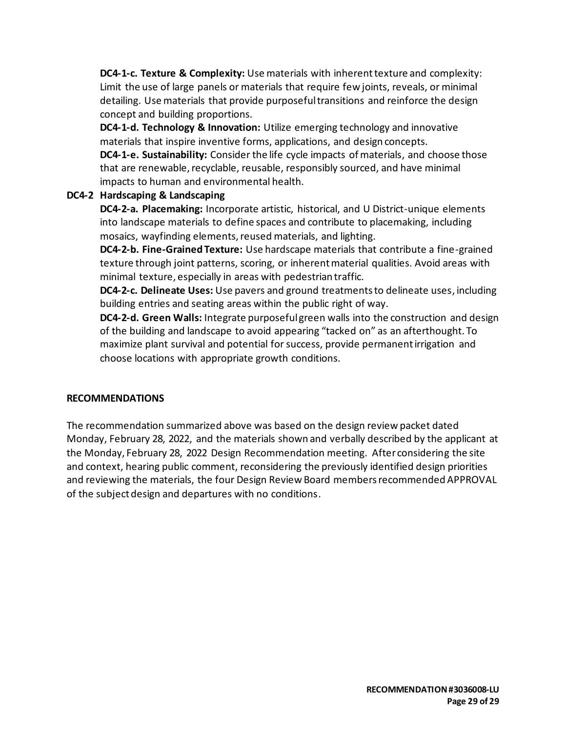**DC4-1-c. Texture & Complexity:** Use materials with inherent texture and complexity: Limit the use of large panels or materials that require few joints, reveals, or minimal detailing. Use materials that provide purposeful transitions and reinforce the design concept and building proportions.

**DC4-1-d. Technology & Innovation:** Utilize emerging technology and innovative materials that inspire inventive forms, applications, and design concepts.

**DC4-1-e. Sustainability:** Consider the life cycle impacts of materials, and choose those that are renewable, recyclable, reusable, responsibly sourced, and have minimal impacts to human and environmental health.

**DC4-2 Hardscaping & Landscaping**

**DC4-2-a. Placemaking:** Incorporate artistic, historical, and U District-unique elements into landscape materials to define spaces and contribute to placemaking, including mosaics, wayfinding elements, reused materials, and lighting.

**DC4-2-b. Fine-Grained Texture:** Use hardscape materials that contribute a fine-grained texture through joint patterns, scoring, or inherent material qualities. Avoid areas with minimal texture, especially in areas with pedestrian traffic.

**DC4-2-c. Delineate Uses:** Use pavers and ground treatments to delineate uses, including building entries and seating areas within the public right of way.

**DC4-2-d. Green Walls:** Integrate purposeful green walls into the construction and design of the building and landscape to avoid appearing "tacked on" as an afterthought. To maximize plant survival and potential for success, provide permanent irrigation and choose locations with appropriate growth conditions.

## RECOMMENDATIONS

The recommendation summarized above was based on the design review packet dated Monday, February 28, 2022, and the materials shown and verbally described by the applicant at the Monday, February 28, 2022 Design Recommendation meeting. After considering the site and context, hearing public comment, reconsidering the previously identified design priorities and reviewing the materials, the four Design Review Board members recommended APPROVAL of the subject design and departures with no conditions.